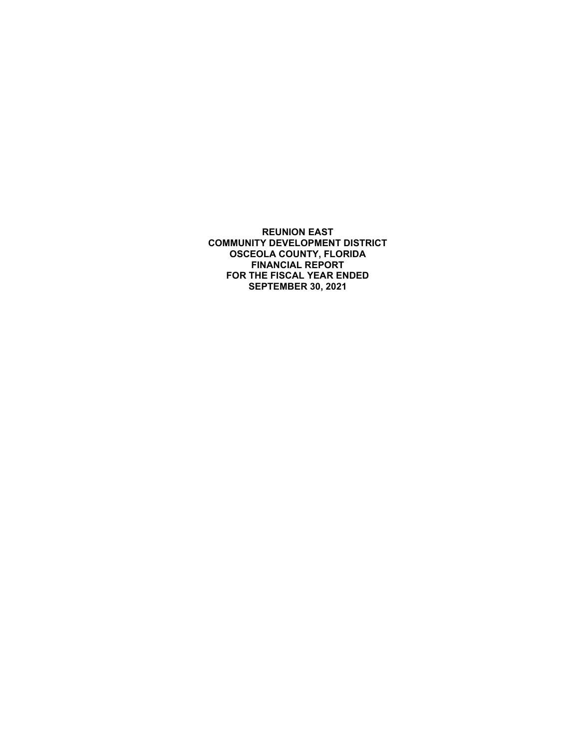**REUNION EAST**
**COMMUNITY DEVELOPMENT DISTRICT**
**OSCEOLA COUNTY, FLORIDA**
**FINANCIAL REPORT**
**FOR THE FISCAL YEAR ENDED**
**SEPTEMBER 30, 2021**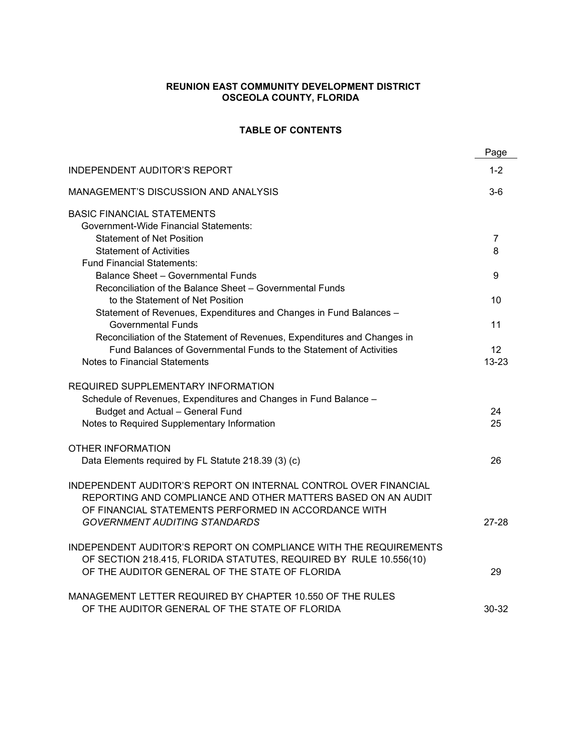**REUNION EAST COMMUNITY DEVELOPMENT DISTRICT**
**OSCEOLA COUNTY, FLORIDA**

**TABLE OF CONTENTS**

| | Page |
|---|---|
| INDEPENDENT AUDITOR'S REPORT | 1-2 |
| MANAGEMENT'S DISCUSSION AND ANALYSIS | 3-6 |
| BASIC FINANCIAL STATEMENTS | |
| Government-Wide Financial Statements: | |
| Statement of Net Position | 7 |
| Statement of Activities | 8 |
| Fund Financial Statements: | |
| Balance Sheet – Governmental Funds | 9 |
| Reconciliation of the Balance Sheet – Governmental Funds to the Statement of Net Position | 10 |
| Statement of Revenues, Expenditures and Changes in Fund Balances – Governmental Funds | 11 |
| Reconciliation of the Statement of Revenues, Expenditures and Changes in Fund Balances of Governmental Funds to the Statement of Activities | 12 |
| Notes to Financial Statements | 13-23 |
| REQUIRED SUPPLEMENTARY INFORMATION | |
| Schedule of Revenues, Expenditures and Changes in Fund Balance – Budget and Actual – General Fund | 24 |
| Notes to Required Supplementary Information | 25 |
| OTHER INFORMATION | |
| Data Elements required by FL Statute 218.39 (3) (c) | 26 |
| INDEPENDENT AUDITOR'S REPORT ON INTERNAL CONTROL OVER FINANCIAL REPORTING AND COMPLIANCE AND OTHER MATTERS BASED ON AN AUDIT OF FINANCIAL STATEMENTS PERFORMED IN ACCORDANCE WITH *GOVERNMENT AUDITING STANDARDS* | 27-28 |
| INDEPENDENT AUDITOR'S REPORT ON COMPLIANCE WITH THE REQUIREMENTS OF SECTION 218.415, FLORIDA STATUTES, REQUIRED BY RULE 10.556(10) OF THE AUDITOR GENERAL OF THE STATE OF FLORIDA | 29 |
| MANAGEMENT LETTER REQUIRED BY CHAPTER 10.550 OF THE RULES OF THE AUDITOR GENERAL OF THE STATE OF FLORIDA | 30-32 |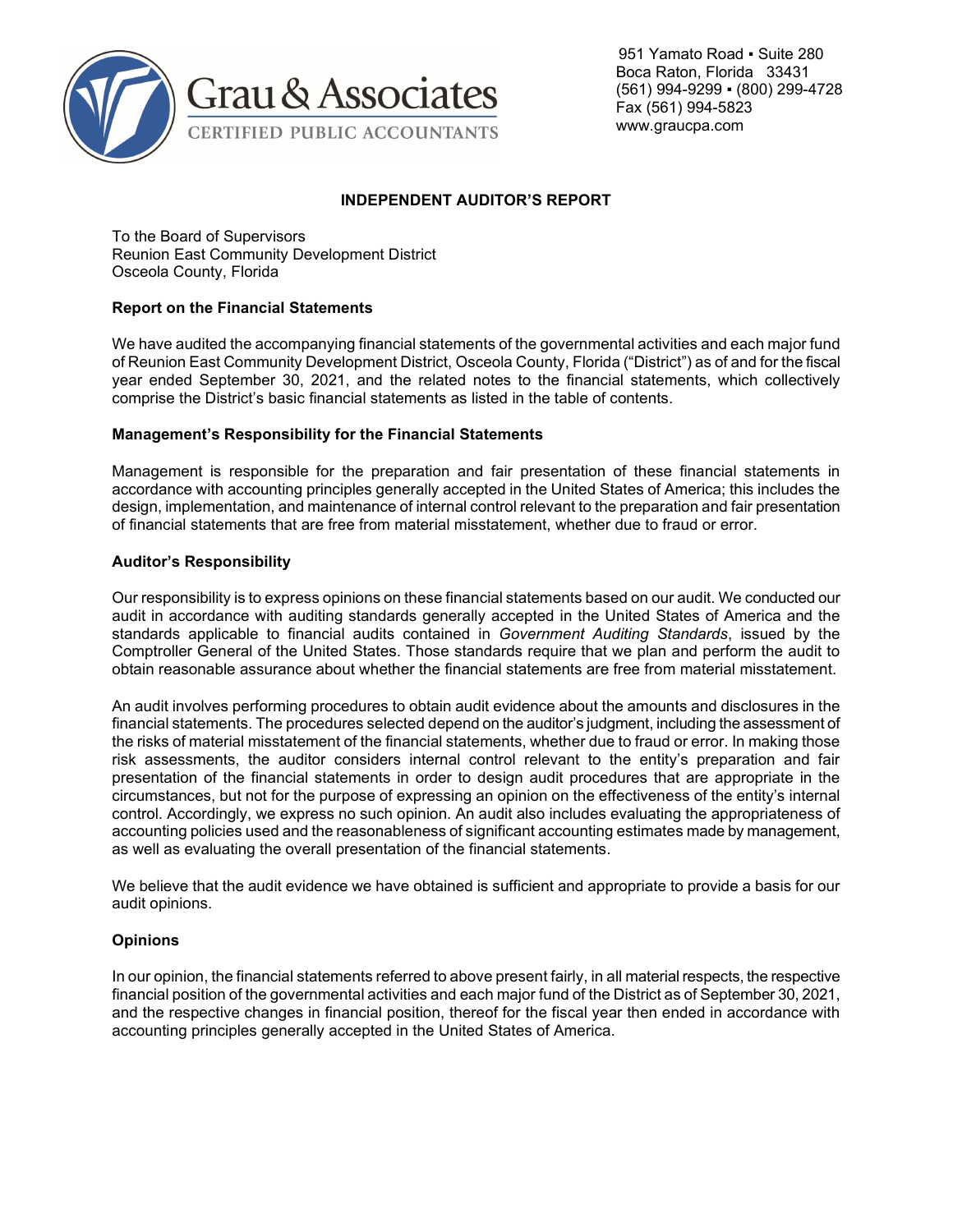Grau & Associates
CERTIFIED PUBLIC ACCOUNTANTS

951 Yamato Road ▪ Suite 280
Boca Raton, Florida 33431
(561) 994-9299 ▪ (800) 299-4728
Fax (561) 994-5823
www.graucpa.com

## INDEPENDENT AUDITOR'S REPORT

To the Board of Supervisors
Reunion East Community Development District
Osceola County, Florida

### Report on the Financial Statements

We have audited the accompanying financial statements of the governmental activities and each major fund of Reunion East Community Development District, Osceola County, Florida ("District") as of and for the fiscal year ended September 30, 2021, and the related notes to the financial statements, which collectively comprise the District's basic financial statements as listed in the table of contents.

### Management's Responsibility for the Financial Statements

Management is responsible for the preparation and fair presentation of these financial statements in accordance with accounting principles generally accepted in the United States of America; this includes the design, implementation, and maintenance of internal control relevant to the preparation and fair presentation of financial statements that are free from material misstatement, whether due to fraud or error.

### Auditor's Responsibility

Our responsibility is to express opinions on these financial statements based on our audit. We conducted our audit in accordance with auditing standards generally accepted in the United States of America and the standards applicable to financial audits contained in *Government Auditing Standards*, issued by the Comptroller General of the United States. Those standards require that we plan and perform the audit to obtain reasonable assurance about whether the financial statements are free from material misstatement.

An audit involves performing procedures to obtain audit evidence about the amounts and disclosures in the financial statements. The procedures selected depend on the auditor's judgment, including the assessment of the risks of material misstatement of the financial statements, whether due to fraud or error. In making those risk assessments, the auditor considers internal control relevant to the entity's preparation and fair presentation of the financial statements in order to design audit procedures that are appropriate in the circumstances, but not for the purpose of expressing an opinion on the effectiveness of the entity's internal control. Accordingly, we express no such opinion. An audit also includes evaluating the appropriateness of accounting policies used and the reasonableness of significant accounting estimates made by management, as well as evaluating the overall presentation of the financial statements.

We believe that the audit evidence we have obtained is sufficient and appropriate to provide a basis for our audit opinions.

### Opinions

In our opinion, the financial statements referred to above present fairly, in all material respects, the respective financial position of the governmental activities and each major fund of the District as of September 30, 2021, and the respective changes in financial position, thereof for the fiscal year then ended in accordance with accounting principles generally accepted in the United States of America.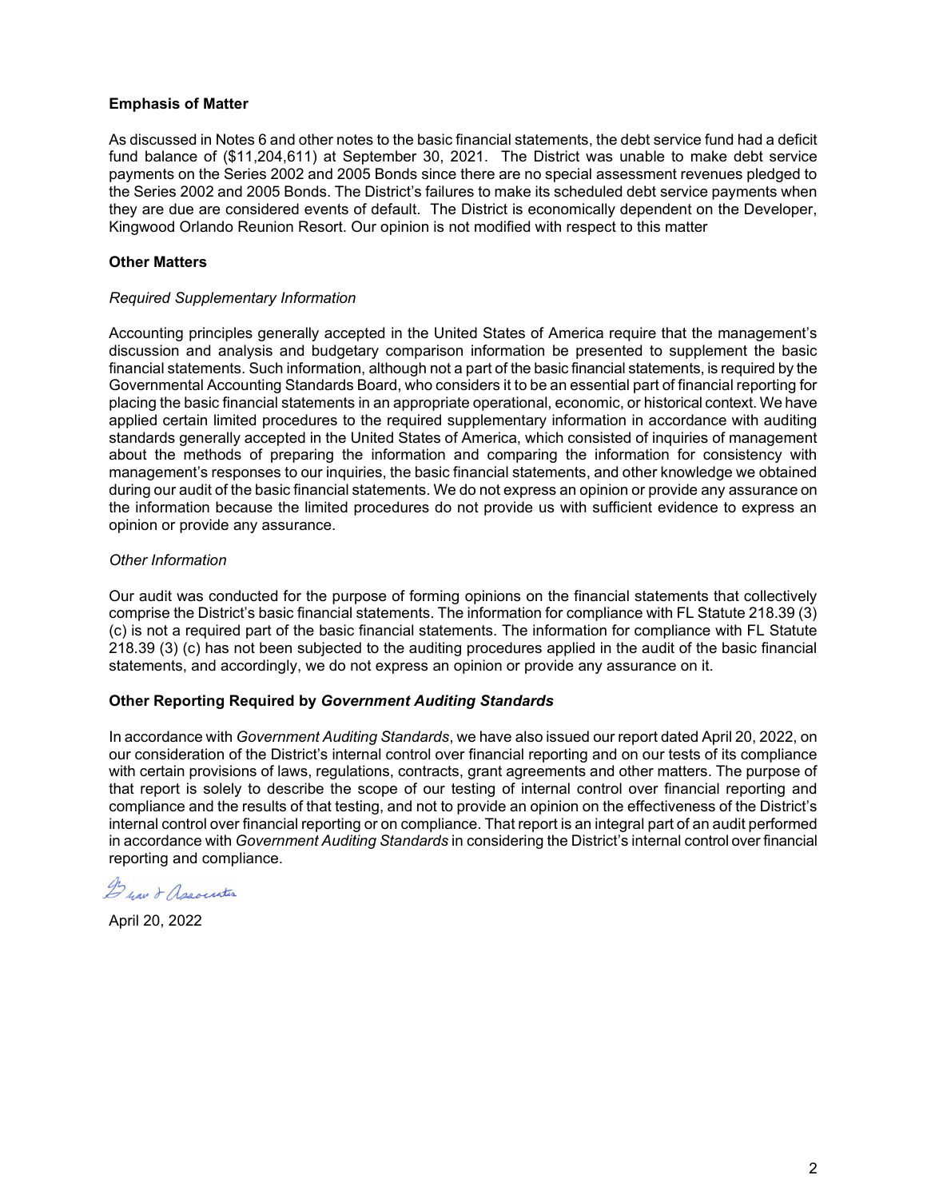**Emphasis of Matter**

As discussed in Notes 6 and other notes to the basic financial statements, the debt service fund had a deficit fund balance of ($11,204,611) at September 30, 2021. The District was unable to make debt service payments on the Series 2002 and 2005 Bonds since there are no special assessment revenues pledged to the Series 2002 and 2005 Bonds. The District's failures to make its scheduled debt service payments when they are due are considered events of default. The District is economically dependent on the Developer, Kingwood Orlando Reunion Resort. Our opinion is not modified with respect to this matter

**Other Matters**

*Required Supplementary Information*

Accounting principles generally accepted in the United States of America require that the management's discussion and analysis and budgetary comparison information be presented to supplement the basic financial statements. Such information, although not a part of the basic financial statements, is required by the Governmental Accounting Standards Board, who considers it to be an essential part of financial reporting for placing the basic financial statements in an appropriate operational, economic, or historical context. We have applied certain limited procedures to the required supplementary information in accordance with auditing standards generally accepted in the United States of America, which consisted of inquiries of management about the methods of preparing the information and comparing the information for consistency with management's responses to our inquiries, the basic financial statements, and other knowledge we obtained during our audit of the basic financial statements. We do not express an opinion or provide any assurance on the information because the limited procedures do not provide us with sufficient evidence to express an opinion or provide any assurance.

*Other Information*

Our audit was conducted for the purpose of forming opinions on the financial statements that collectively comprise the District's basic financial statements. The information for compliance with FL Statute 218.39 (3) (c) is not a required part of the basic financial statements. The information for compliance with FL Statute 218.39 (3) (c) has not been subjected to the auditing procedures applied in the audit of the basic financial statements, and accordingly, we do not express an opinion or provide any assurance on it.

**Other Reporting Required by *Government Auditing Standards***

In accordance with *Government Auditing Standards*, we have also issued our report dated April 20, 2022, on our consideration of the District's internal control over financial reporting and on our tests of its compliance with certain provisions of laws, regulations, contracts, grant agreements and other matters. The purpose of that report is solely to describe the scope of our testing of internal control over financial reporting and compliance and the results of that testing, and not to provide an opinion on the effectiveness of the District's internal control over financial reporting or on compliance. That report is an integral part of an audit performed in accordance with *Government Auditing Standards* in considering the District's internal control over financial reporting and compliance.

Grau & Associates

April 20, 2022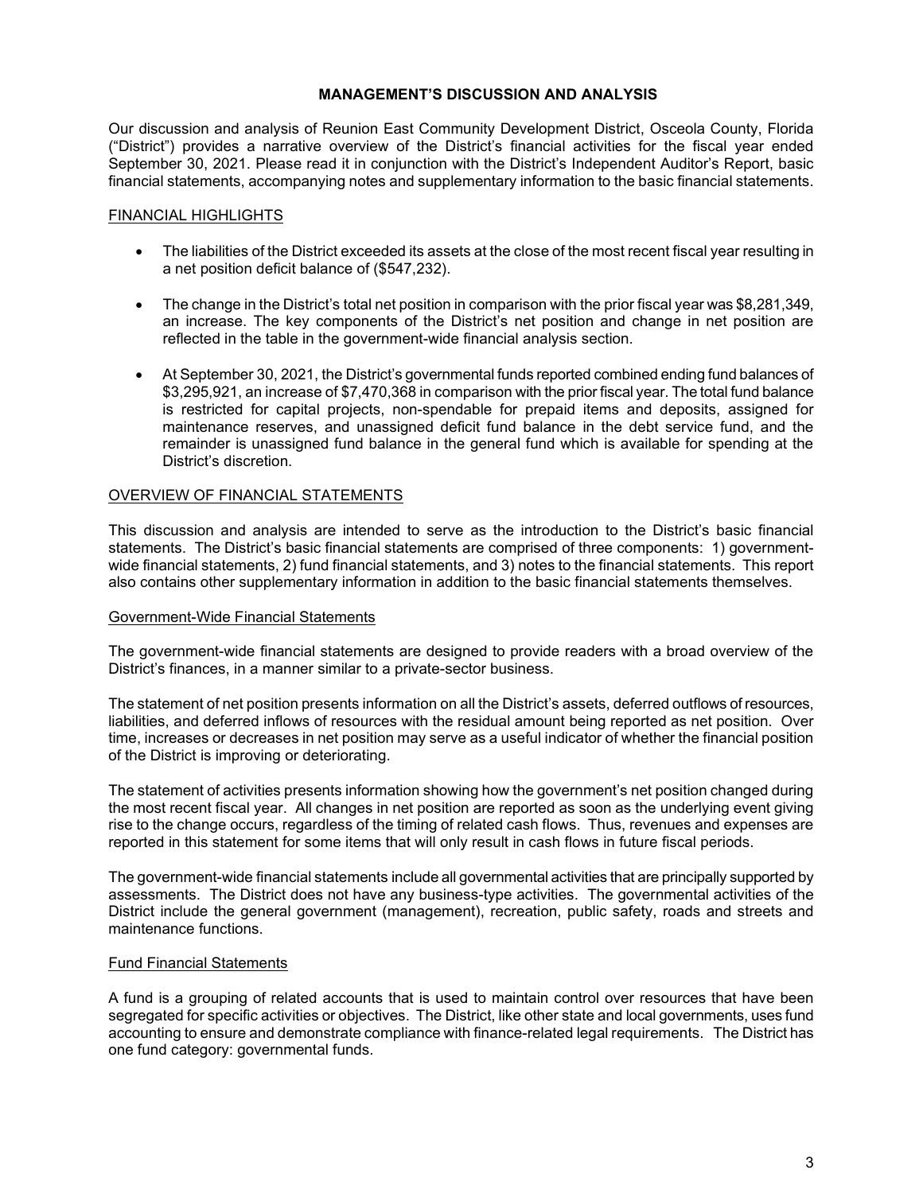# MANAGEMENT'S DISCUSSION AND ANALYSIS

Our discussion and analysis of Reunion East Community Development District, Osceola County, Florida ("District") provides a narrative overview of the District's financial activities for the fiscal year ended September 30, 2021. Please read it in conjunction with the District's Independent Auditor's Report, basic financial statements, accompanying notes and supplementary information to the basic financial statements.

## FINANCIAL HIGHLIGHTS

- The liabilities of the District exceeded its assets at the close of the most recent fiscal year resulting in a net position deficit balance of ($547,232).
- The change in the District's total net position in comparison with the prior fiscal year was $8,281,349, an increase. The key components of the District's net position and change in net position are reflected in the table in the government-wide financial analysis section.
- At September 30, 2021, the District's governmental funds reported combined ending fund balances of $3,295,921, an increase of $7,470,368 in comparison with the prior fiscal year. The total fund balance is restricted for capital projects, non-spendable for prepaid items and deposits, assigned for maintenance reserves, and unassigned deficit fund balance in the debt service fund, and the remainder is unassigned fund balance in the general fund which is available for spending at the District's discretion.

## OVERVIEW OF FINANCIAL STATEMENTS

This discussion and analysis are intended to serve as the introduction to the District's basic financial statements. The District's basic financial statements are comprised of three components: 1) government-wide financial statements, 2) fund financial statements, and 3) notes to the financial statements. This report also contains other supplementary information in addition to the basic financial statements themselves.

### Government-Wide Financial Statements

The government-wide financial statements are designed to provide readers with a broad overview of the District's finances, in a manner similar to a private-sector business.

The statement of net position presents information on all the District's assets, deferred outflows of resources, liabilities, and deferred inflows of resources with the residual amount being reported as net position. Over time, increases or decreases in net position may serve as a useful indicator of whether the financial position of the District is improving or deteriorating.

The statement of activities presents information showing how the government's net position changed during the most recent fiscal year. All changes in net position are reported as soon as the underlying event giving rise to the change occurs, regardless of the timing of related cash flows. Thus, revenues and expenses are reported in this statement for some items that will only result in cash flows in future fiscal periods.

The government-wide financial statements include all governmental activities that are principally supported by assessments. The District does not have any business-type activities. The governmental activities of the District include the general government (management), recreation, public safety, roads and streets and maintenance functions.

### Fund Financial Statements

A fund is a grouping of related accounts that is used to maintain control over resources that have been segregated for specific activities or objectives. The District, like other state and local governments, uses fund accounting to ensure and demonstrate compliance with finance-related legal requirements. The District has one fund category: governmental funds.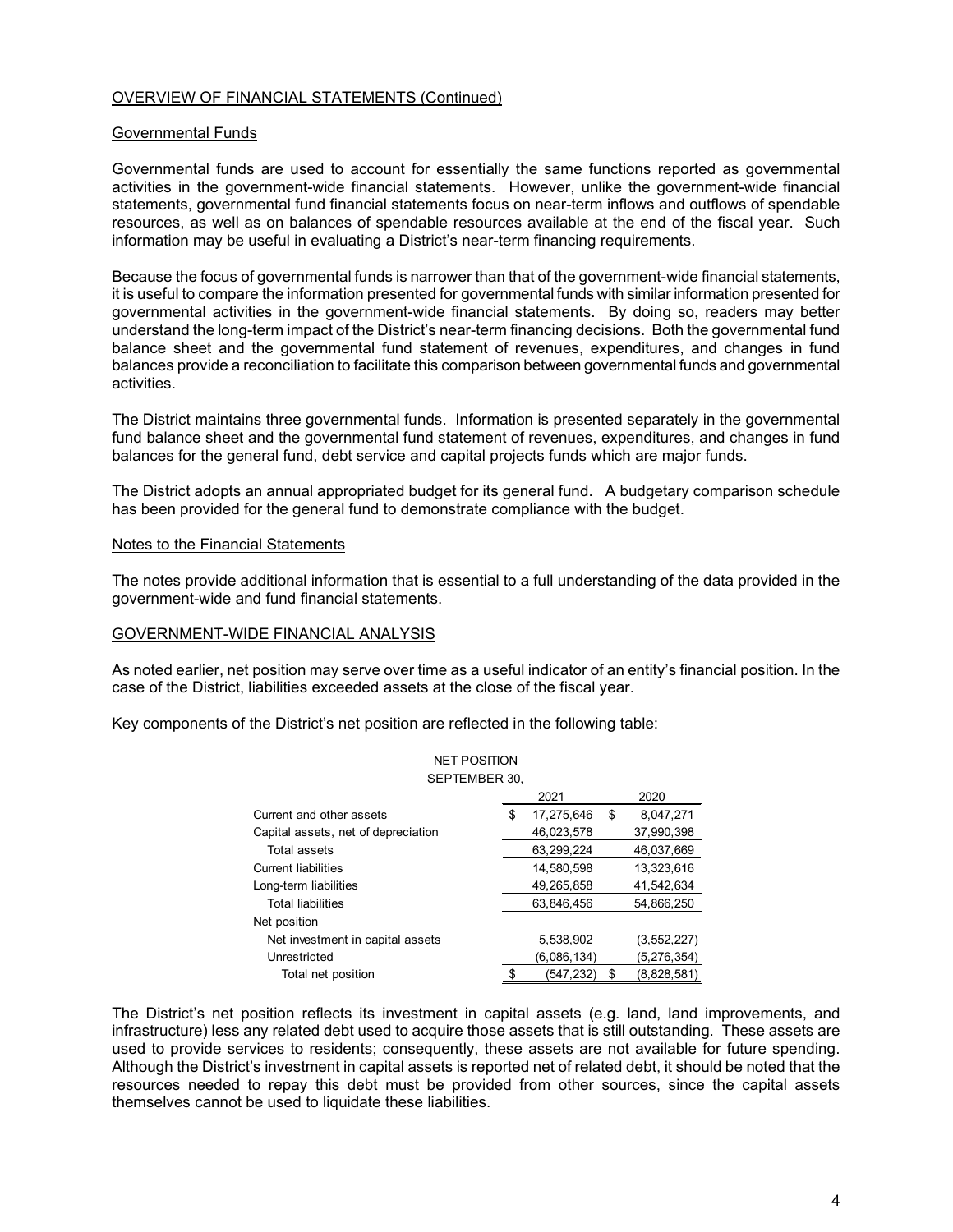## OVERVIEW OF FINANCIAL STATEMENTS (Continued)

### Governmental Funds

Governmental funds are used to account for essentially the same functions reported as governmental activities in the government-wide financial statements. However, unlike the government-wide financial statements, governmental fund financial statements focus on near-term inflows and outflows of spendable resources, as well as on balances of spendable resources available at the end of the fiscal year. Such information may be useful in evaluating a District's near-term financing requirements.

Because the focus of governmental funds is narrower than that of the government-wide financial statements, it is useful to compare the information presented for governmental funds with similar information presented for governmental activities in the government-wide financial statements. By doing so, readers may better understand the long-term impact of the District's near-term financing decisions. Both the governmental fund balance sheet and the governmental fund statement of revenues, expenditures, and changes in fund balances provide a reconciliation to facilitate this comparison between governmental funds and governmental activities.

The District maintains three governmental funds. Information is presented separately in the governmental fund balance sheet and the governmental fund statement of revenues, expenditures, and changes in fund balances for the general fund, debt service and capital projects funds which are major funds.

The District adopts an annual appropriated budget for its general fund. A budgetary comparison schedule has been provided for the general fund to demonstrate compliance with the budget.

### Notes to the Financial Statements

The notes provide additional information that is essential to a full understanding of the data provided in the government-wide and fund financial statements.

## GOVERNMENT-WIDE FINANCIAL ANALYSIS

As noted earlier, net position may serve over time as a useful indicator of an entity's financial position. In the case of the District, liabilities exceeded assets at the close of the fiscal year.

Key components of the District's net position are reflected in the following table:

NET POSITION
SEPTEMBER 30,

| | 2021 | 2020 |
|---|---|---|
| Current and other assets | $ 17,275,646 | $ 8,047,271 |
| Capital assets, net of depreciation | 46,023,578 | 37,990,398 |
| Total assets | 63,299,224 | 46,037,669 |
| Current liabilities | 14,580,598 | 13,323,616 |
| Long-term liabilities | 49,265,858 | 41,542,634 |
| Total liabilities | 63,846,456 | 54,866,250 |
| Net position | | |
| Net investment in capital assets | 5,538,902 | (3,552,227) |
| Unrestricted | (6,086,134) | (5,276,354) |
| Total net position | $ (547,232) | $ (8,828,581) |

The District's net position reflects its investment in capital assets (e.g. land, land improvements, and infrastructure) less any related debt used to acquire those assets that is still outstanding. These assets are used to provide services to residents; consequently, these assets are not available for future spending. Although the District's investment in capital assets is reported net of related debt, it should be noted that the resources needed to repay this debt must be provided from other sources, since the capital assets themselves cannot be used to liquidate these liabilities.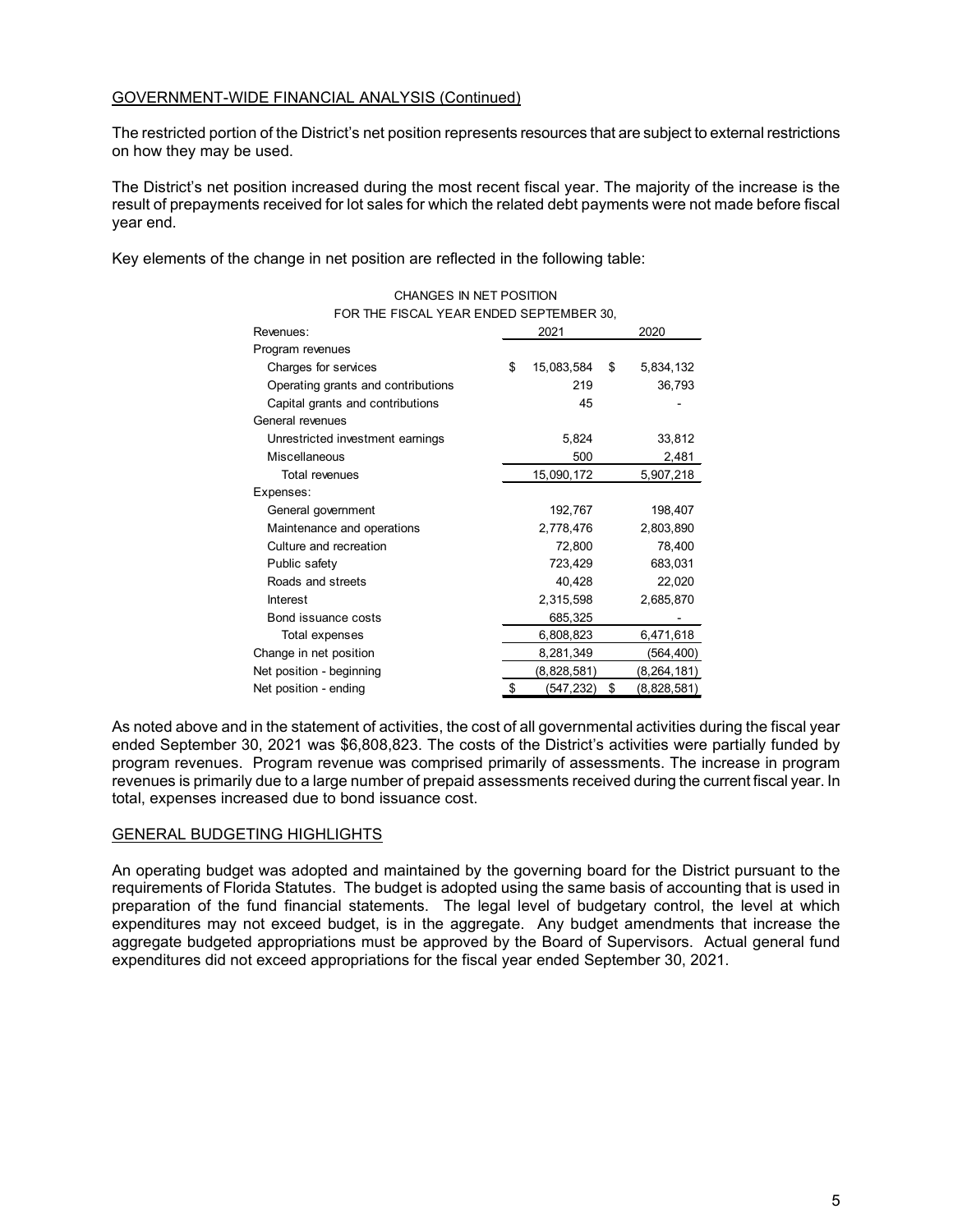## GOVERNMENT-WIDE FINANCIAL ANALYSIS (Continued)

The restricted portion of the District's net position represents resources that are subject to external restrictions on how they may be used.

The District's net position increased during the most recent fiscal year. The majority of the increase is the result of prepayments received for lot sales for which the related debt payments were not made before fiscal year end.

Key elements of the change in net position are reflected in the following table:

CHANGES IN NET POSITION
FOR THE FISCAL YEAR ENDED SEPTEMBER 30,

| | 2021 | 2020 |
|---|---|---|
| Revenues: | | |
| Program revenues | | |
| Charges for services | $ 15,083,584 | $ 5,834,132 |
| Operating grants and contributions | 219 | 36,793 |
| Capital grants and contributions | 45 | - |
| General revenues | | |
| Unrestricted investment earnings | 5,824 | 33,812 |
| Miscellaneous | 500 | 2,481 |
| Total revenues | 15,090,172 | 5,907,218 |
| Expenses: | | |
| General government | 192,767 | 198,407 |
| Maintenance and operations | 2,778,476 | 2,803,890 |
| Culture and recreation | 72,800 | 78,400 |
| Public safety | 723,429 | 683,031 |
| Roads and streets | 40,428 | 22,020 |
| Interest | 2,315,598 | 2,685,870 |
| Bond issuance costs | 685,325 | - |
| Total expenses | 6,808,823 | 6,471,618 |
| Change in net position | 8,281,349 | (564,400) |
| Net position - beginning | (8,828,581) | (8,264,181) |
| Net position - ending | $ (547,232) | $ (8,828,581) |

As noted above and in the statement of activities, the cost of all governmental activities during the fiscal year ended September 30, 2021 was $6,808,823. The costs of the District's activities were partially funded by program revenues. Program revenue was comprised primarily of assessments. The increase in program revenues is primarily due to a large number of prepaid assessments received during the current fiscal year. In total, expenses increased due to bond issuance cost.

## GENERAL BUDGETING HIGHLIGHTS

An operating budget was adopted and maintained by the governing board for the District pursuant to the requirements of Florida Statutes. The budget is adopted using the same basis of accounting that is used in preparation of the fund financial statements. The legal level of budgetary control, the level at which expenditures may not exceed budget, is in the aggregate. Any budget amendments that increase the aggregate budgeted appropriations must be approved by the Board of Supervisors. Actual general fund expenditures did not exceed appropriations for the fiscal year ended September 30, 2021.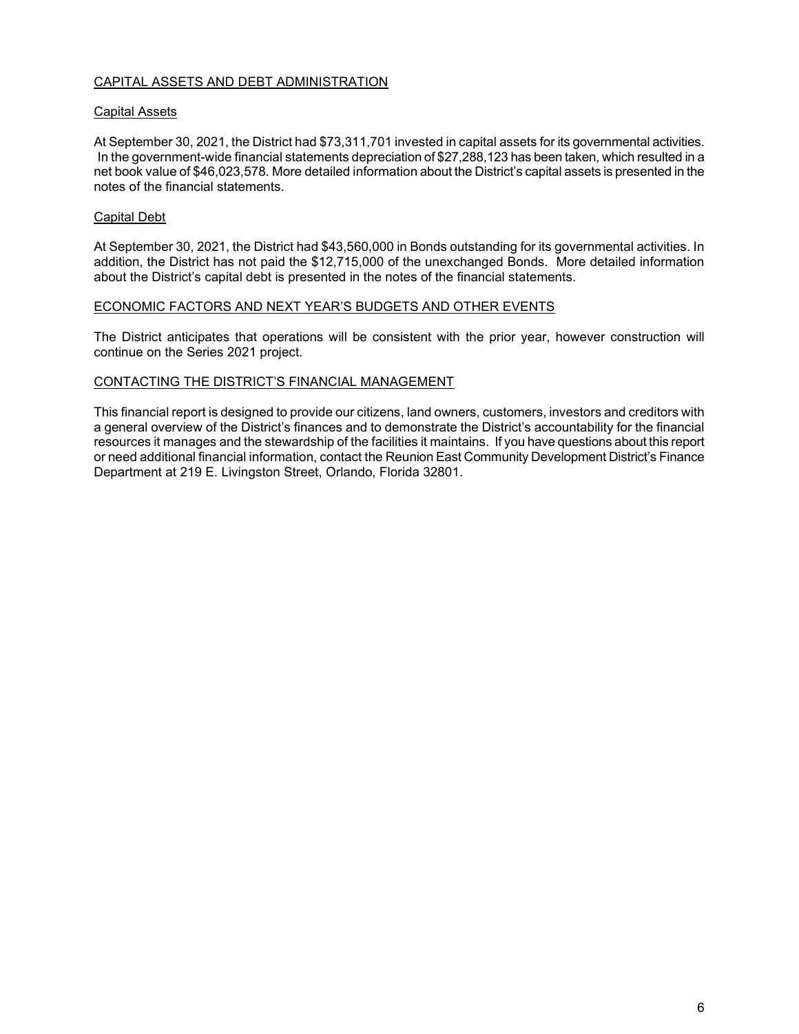## CAPITAL ASSETS AND DEBT ADMINISTRATION

### Capital Assets

At September 30, 2021, the District had $73,311,701 invested in capital assets for its governmental activities. In the government-wide financial statements depreciation of $27,288,123 has been taken, which resulted in a net book value of $46,023,578. More detailed information about the District's capital assets is presented in the notes of the financial statements.

### Capital Debt

At September 30, 2021, the District had $43,560,000 in Bonds outstanding for its governmental activities. In addition, the District has not paid the $12,715,000 of the unexchanged Bonds. More detailed information about the District's capital debt is presented in the notes of the financial statements.

## ECONOMIC FACTORS AND NEXT YEAR'S BUDGETS AND OTHER EVENTS

The District anticipates that operations will be consistent with the prior year, however construction will continue on the Series 2021 project.

## CONTACTING THE DISTRICT'S FINANCIAL MANAGEMENT

This financial report is designed to provide our citizens, land owners, customers, investors and creditors with a general overview of the District's finances and to demonstrate the District's accountability for the financial resources it manages and the stewardship of the facilities it maintains. If you have questions about this report or need additional financial information, contact the Reunion East Community Development District's Finance Department at 219 E. Livingston Street, Orlando, Florida 32801.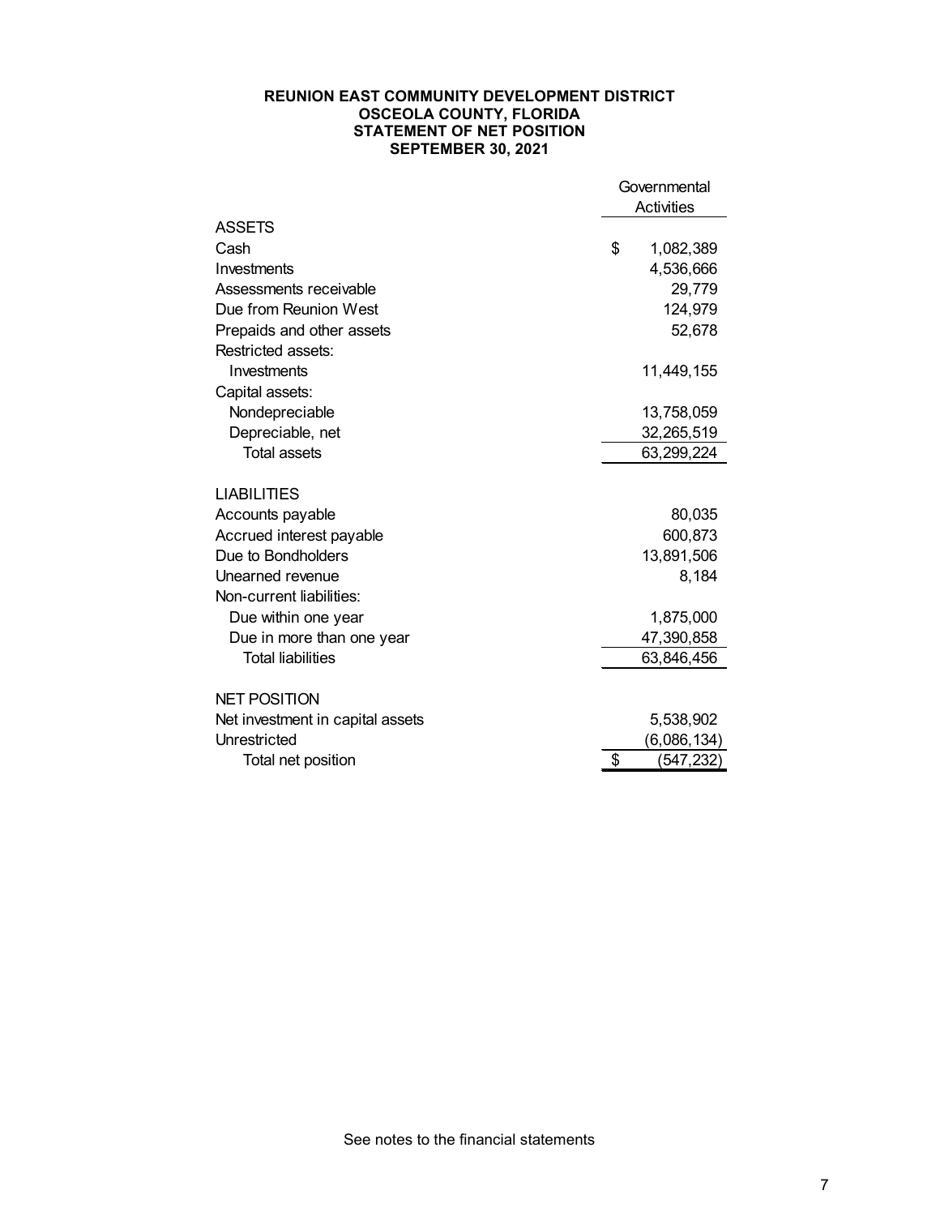**REUNION EAST COMMUNITY DEVELOPMENT DISTRICT**
**OSCEOLA COUNTY, FLORIDA**
**STATEMENT OF NET POSITION**
**SEPTEMBER 30, 2021**

| | Governmental Activities |
|---|---|
| ASSETS | |
| Cash | $ 1,082,389 |
| Investments | 4,536,666 |
| Assessments receivable | 29,779 |
| Due from Reunion West | 124,979 |
| Prepaids and other assets | 52,678 |
| Restricted assets: | |
| Investments | 11,449,155 |
| Capital assets: | |
| Nondepreciable | 13,758,059 |
| Depreciable, net | 32,265,519 |
| Total assets | 63,299,224 |
| | |
| LIABILITIES | |
| Accounts payable | 80,035 |
| Accrued interest payable | 600,873 |
| Due to Bondholders | 13,891,506 |
| Unearned revenue | 8,184 |
| Non-current liabilities: | |
| Due within one year | 1,875,000 |
| Due in more than one year | 47,390,858 |
| Total liabilities | 63,846,456 |
| | |
| NET POSITION | |
| Net investment in capital assets | 5,538,902 |
| Unrestricted | (6,086,134) |
| Total net position | $ (547,232) |

See notes to the financial statements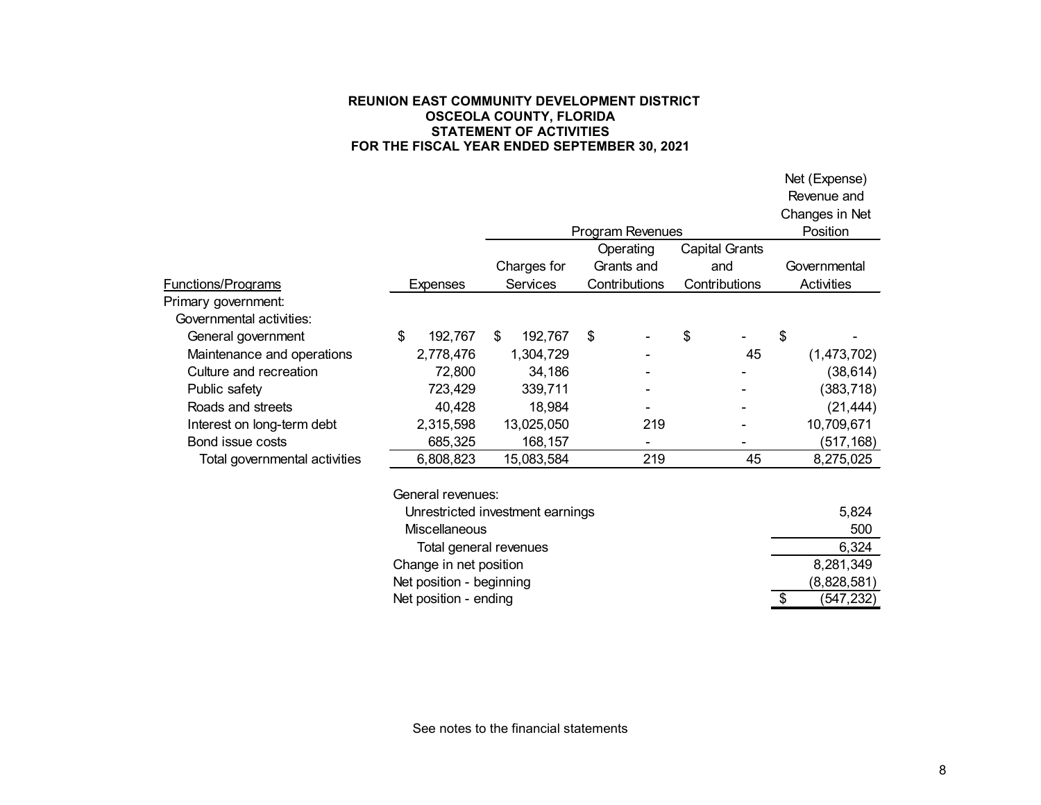**REUNION EAST COMMUNITY DEVELOPMENT DISTRICT**
**OSCEOLA COUNTY, FLORIDA**
**STATEMENT OF ACTIVITIES**
**FOR THE FISCAL YEAR ENDED SEPTEMBER 30, 2021**

| | | Program Revenues | | | Net (Expense) Revenue and Changes in Net Position |
|---|---|---|---|---|---|
| Functions/Programs | Expenses | Charges for Services | Operating Grants and Contributions | Capital Grants and Contributions | Governmental Activities |
| Primary government: | | | | | |
| Governmental activities: | | | | | |
| General government | $ 192,767 | $ 192,767 | $ - | $ - | $ - |
| Maintenance and operations | 2,778,476 | 1,304,729 | - | 45 | (1,473,702) |
| Culture and recreation | 72,800 | 34,186 | - | - | (38,614) |
| Public safety | 723,429 | 339,711 | - | - | (383,718) |
| Roads and streets | 40,428 | 18,984 | - | - | (21,444) |
| Interest on long-term debt | 2,315,598 | 13,025,050 | 219 | - | 10,709,671 |
| Bond issue costs | 685,325 | 168,157 | - | - | (517,168) |
| Total governmental activities | 6,808,823 | 15,083,584 | 219 | 45 | 8,275,025 |
| | General revenues: | | | | |
| | Unrestricted investment earnings | | | | 5,824 |
| | Miscellaneous | | | | 500 |
| | Total general revenues | | | | 6,324 |
| | Change in net position | | | | 8,281,349 |
| | Net position - beginning | | | | (8,828,581) |
| | Net position - ending | | | | $ (547,232) |

See notes to the financial statements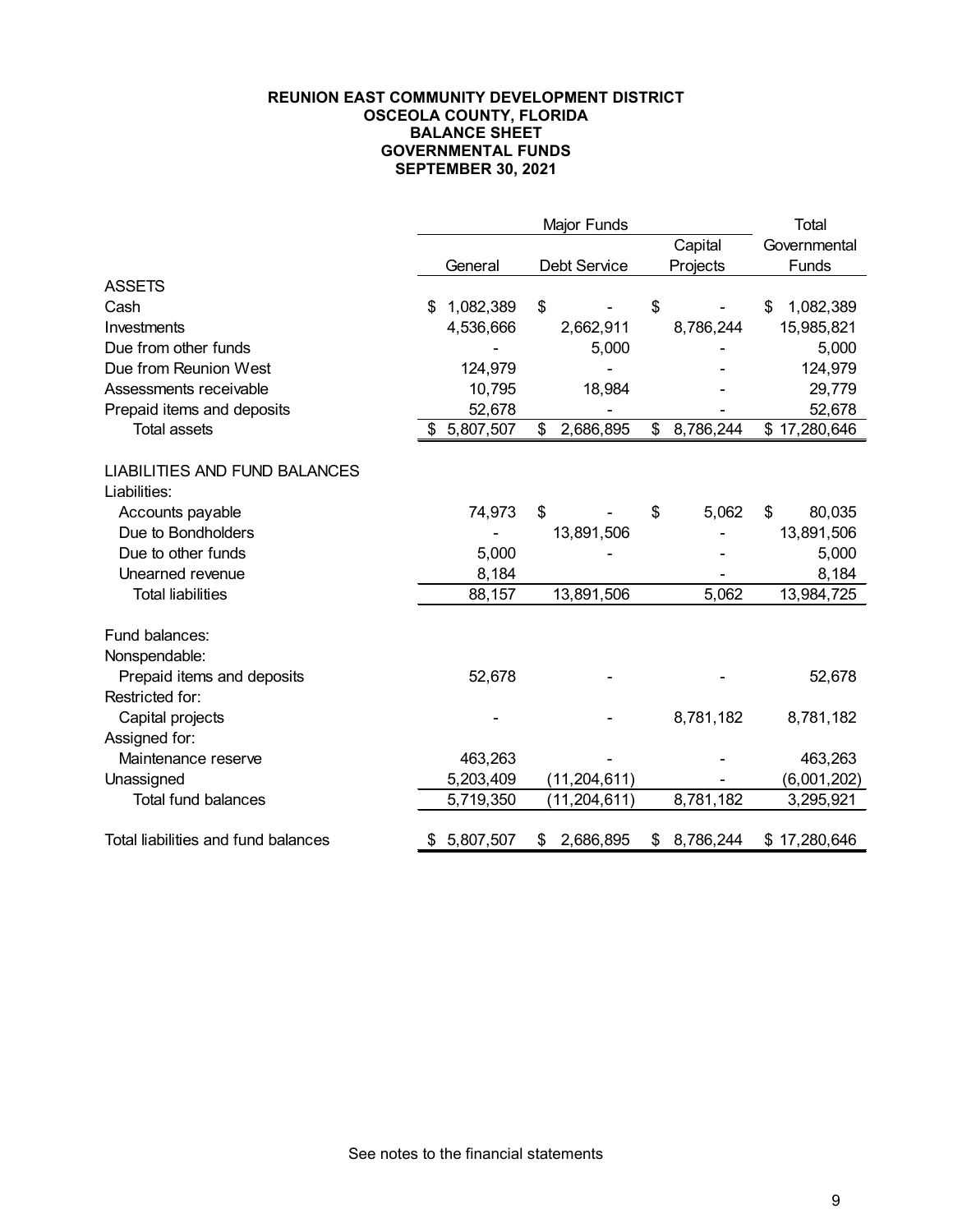**REUNION EAST COMMUNITY DEVELOPMENT DISTRICT**
**OSCEOLA COUNTY, FLORIDA**
**BALANCE SHEET**
**GOVERNMENTAL FUNDS**
**SEPTEMBER 30, 2021**

| | Major Funds | | | Total |
|---|---|---|---|---|
| | General | Debt Service | Capital Projects | Governmental Funds |
| **ASSETS** | | | | |
| Cash | $ 1,082,389 | $ - | $ - | $ 1,082,389 |
| Investments | 4,536,666 | 2,662,911 | 8,786,244 | 15,985,821 |
| Due from other funds | - | 5,000 | - | 5,000 |
| Due from Reunion West | 124,979 | - | - | 124,979 |
| Assessments receivable | 10,795 | 18,984 | - | 29,779 |
| Prepaid items and deposits | 52,678 | - | - | 52,678 |
| Total assets | $ 5,807,507 | $ 2,686,895 | $ 8,786,244 | $ 17,280,646 |
| | | | | |
| **LIABILITIES AND FUND BALANCES** | | | | |
| Liabilities: | | | | |
| Accounts payable | 74,973 | $ - | $ 5,062 | $ 80,035 |
| Due to Bondholders | - | 13,891,506 | - | 13,891,506 |
| Due to other funds | 5,000 | - | - | 5,000 |
| Unearned revenue | 8,184 | | - | 8,184 |
| Total liabilities | 88,157 | 13,891,506 | 5,062 | 13,984,725 |
| | | | | |
| Fund balances: | | | | |
| Nonspendable: | | | | |
| Prepaid items and deposits | 52,678 | - | - | 52,678 |
| Restricted for: | | | | |
| Capital projects | - | - | 8,781,182 | 8,781,182 |
| Assigned for: | | | | |
| Maintenance reserve | 463,263 | - | - | 463,263 |
| Unassigned | 5,203,409 | (11,204,611) | - | (6,001,202) |
| Total fund balances | 5,719,350 | (11,204,611) | 8,781,182 | 3,295,921 |
| | | | | |
| Total liabilities and fund balances | $ 5,807,507 | $ 2,686,895 | $ 8,786,244 | $ 17,280,646 |

See notes to the financial statements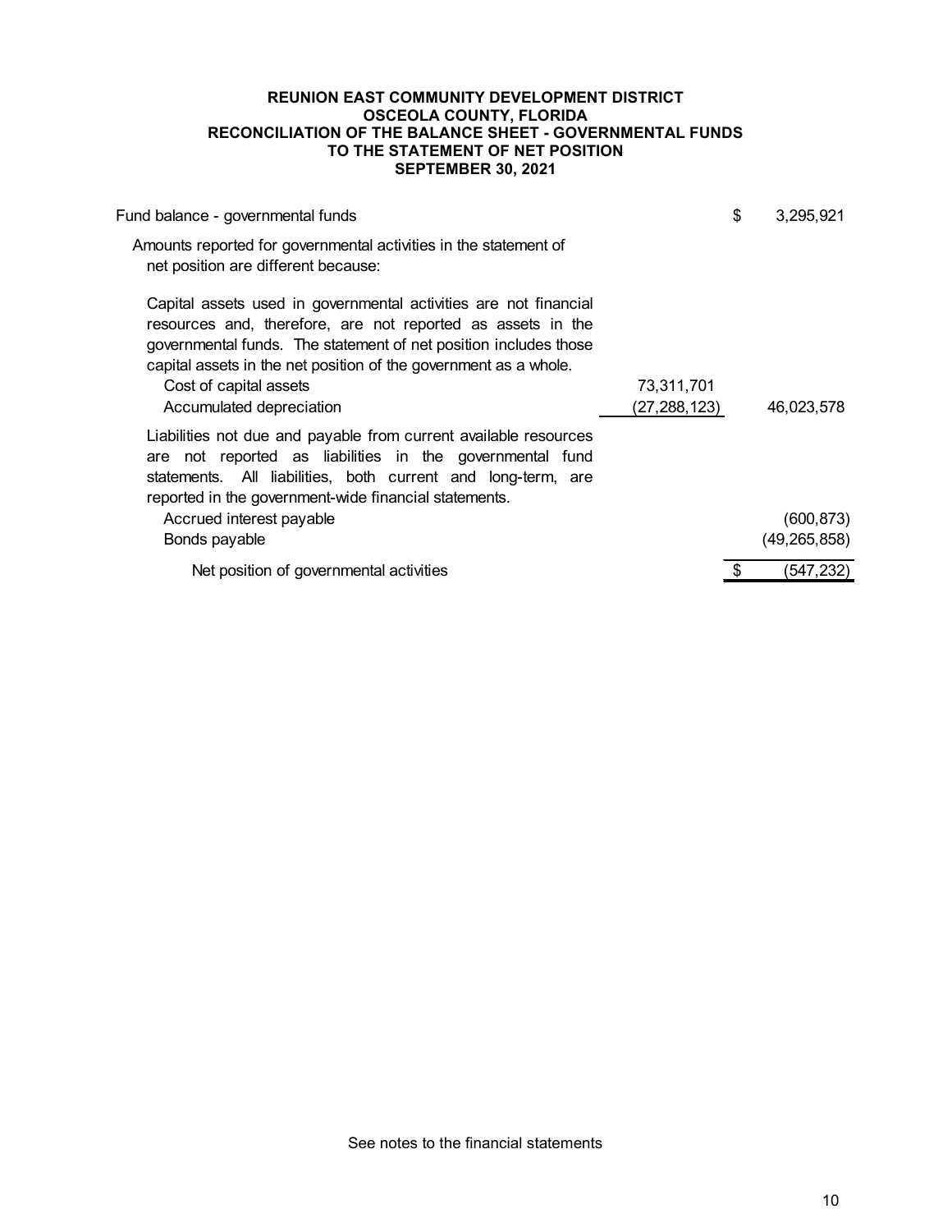# REUNION EAST COMMUNITY DEVELOPMENT DISTRICT
## OSCEOLA COUNTY, FLORIDA
## RECONCILIATION OF THE BALANCE SHEET - GOVERNMENTAL FUNDS TO THE STATEMENT OF NET POSITION
## SEPTEMBER 30, 2021

| | | |
|---|---|---|
| Fund balance - governmental funds | | $ 3,295,921 |
| Amounts reported for governmental activities in the statement of net position are different because: | | |
| Capital assets used in governmental activities are not financial resources and, therefore, are not reported as assets in the governmental funds. The statement of net position includes those capital assets in the net position of the government as a whole. | | |
| Cost of capital assets | 73,311,701 | |
| Accumulated depreciation | (27,288,123) | 46,023,578 |
| Liabilities not due and payable from current available resources are not reported as liabilities in the governmental fund statements. All liabilities, both current and long-term, are reported in the government-wide financial statements. | | |
| Accrued interest payable | | (600,873) |
| Bonds payable | | (49,265,858) |
| Net position of governmental activities | | $ (547,232) |

See notes to the financial statements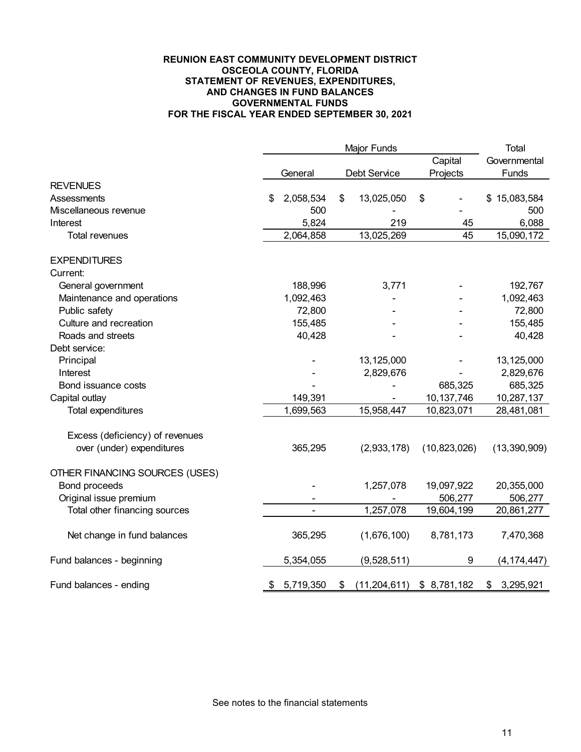**REUNION EAST COMMUNITY DEVELOPMENT DISTRICT**
**OSCEOLA COUNTY, FLORIDA**
**STATEMENT OF REVENUES, EXPENDITURES,**
**AND CHANGES IN FUND BALANCES**
**GOVERNMENTAL FUNDS**
**FOR THE FISCAL YEAR ENDED SEPTEMBER 30, 2021**

| | Major Funds | | | Total |
|---|---|---|---|---|
| | General | Debt Service | Capital Projects | Governmental Funds |
| REVENUES | | | | |
| Assessments | $ 2,058,534 | $ 13,025,050 | $ - | $ 15,083,584 |
| Miscellaneous revenue | 500 | - | - | 500 |
| Interest | 5,824 | 219 | 45 | 6,088 |
| Total revenues | 2,064,858 | 13,025,269 | 45 | 15,090,172 |
| | | | | |
| EXPENDITURES | | | | |
| Current: | | | | |
| General government | 188,996 | 3,771 | - | 192,767 |
| Maintenance and operations | 1,092,463 | - | - | 1,092,463 |
| Public safety | 72,800 | - | - | 72,800 |
| Culture and recreation | 155,485 | - | - | 155,485 |
| Roads and streets | 40,428 | - | - | 40,428 |
| Debt service: | | | | |
| Principal | - | 13,125,000 | - | 13,125,000 |
| Interest | - | 2,829,676 | - | 2,829,676 |
| Bond issuance costs | - | - | 685,325 | 685,325 |
| Capital outlay | 149,391 | - | 10,137,746 | 10,287,137 |
| Total expenditures | 1,699,563 | 15,958,447 | 10,823,071 | 28,481,081 |
| | | | | |
| Excess (deficiency) of revenues over (under) expenditures | 365,295 | (2,933,178) | (10,823,026) | (13,390,909) |
| | | | | |
| OTHER FINANCING SOURCES (USES) | | | | |
| Bond proceeds | - | 1,257,078 | 19,097,922 | 20,355,000 |
| Original issue premium | - | - | 506,277 | 506,277 |
| Total other financing sources | - | 1,257,078 | 19,604,199 | 20,861,277 |
| | | | | |
| Net change in fund balances | 365,295 | (1,676,100) | 8,781,173 | 7,470,368 |
| | | | | |
| Fund balances - beginning | 5,354,055 | (9,528,511) | 9 | (4,174,447) |
| | | | | |
| Fund balances - ending | $ 5,719,350 | $ (11,204,611) | $ 8,781,182 | $ 3,295,921 |

See notes to the financial statements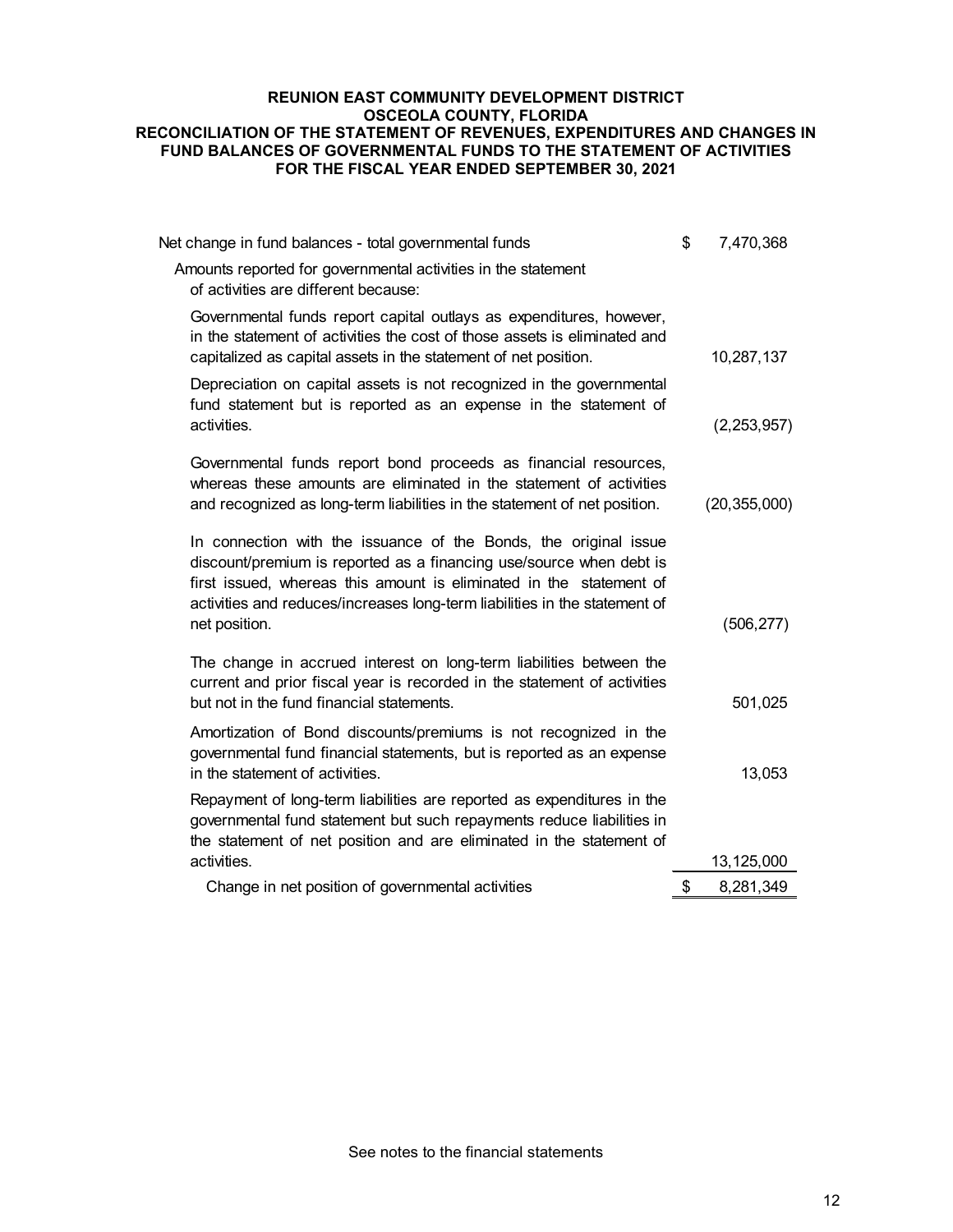**REUNION EAST COMMUNITY DEVELOPMENT DISTRICT**
**OSCEOLA COUNTY, FLORIDA**
**RECONCILIATION OF THE STATEMENT OF REVENUES, EXPENDITURES AND CHANGES IN FUND BALANCES OF GOVERNMENTAL FUNDS TO THE STATEMENT OF ACTIVITIES**
**FOR THE FISCAL YEAR ENDED SEPTEMBER 30, 2021**

| | |
|---|---|
| Net change in fund balances - total governmental funds | $ 7,470,368 |
| Amounts reported for governmental activities in the statement of activities are different because: | |
| Governmental funds report capital outlays as expenditures, however, in the statement of activities the cost of those assets is eliminated and capitalized as capital assets in the statement of net position. | 10,287,137 |
| Depreciation on capital assets is not recognized in the governmental fund statement but is reported as an expense in the statement of activities. | (2,253,957) |
| Governmental funds report bond proceeds as financial resources, whereas these amounts are eliminated in the statement of activities and recognized as long-term liabilities in the statement of net position. | (20,355,000) |
| In connection with the issuance of the Bonds, the original issue discount/premium is reported as a financing use/source when debt is first issued, whereas this amount is eliminated in the statement of activities and reduces/increases long-term liabilities in the statement of net position. | (506,277) |
| The change in accrued interest on long-term liabilities between the current and prior fiscal year is recorded in the statement of activities but not in the fund financial statements. | 501,025 |
| Amortization of Bond discounts/premiums is not recognized in the governmental fund financial statements, but is reported as an expense in the statement of activities. | 13,053 |
| Repayment of long-term liabilities are reported as expenditures in the governmental fund statement but such repayments reduce liabilities in the statement of net position and are eliminated in the statement of activities. | 13,125,000 |
| Change in net position of governmental activities | $ 8,281,349 |

See notes to the financial statements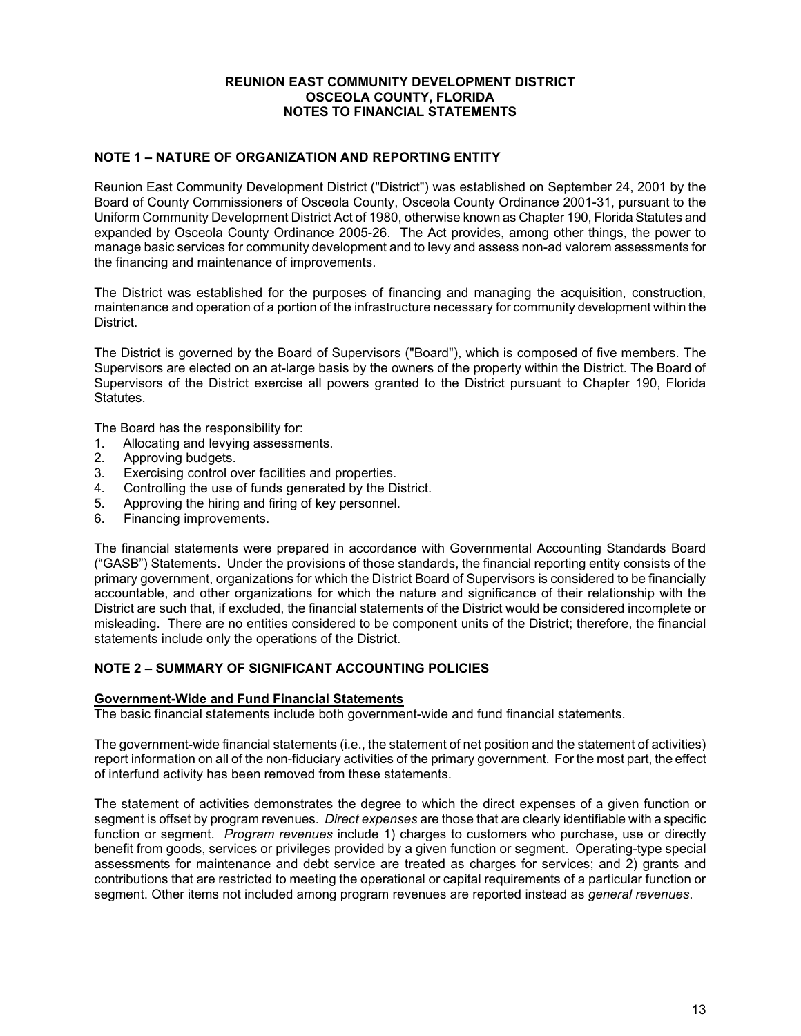**REUNION EAST COMMUNITY DEVELOPMENT DISTRICT**
**OSCEOLA COUNTY, FLORIDA**
**NOTES TO FINANCIAL STATEMENTS**

## NOTE 1 – NATURE OF ORGANIZATION AND REPORTING ENTITY

Reunion East Community Development District ("District") was established on September 24, 2001 by the Board of County Commissioners of Osceola County, Osceola County Ordinance 2001-31, pursuant to the Uniform Community Development District Act of 1980, otherwise known as Chapter 190, Florida Statutes and expanded by Osceola County Ordinance 2005-26. The Act provides, among other things, the power to manage basic services for community development and to levy and assess non-ad valorem assessments for the financing and maintenance of improvements.

The District was established for the purposes of financing and managing the acquisition, construction, maintenance and operation of a portion of the infrastructure necessary for community development within the District.

The District is governed by the Board of Supervisors ("Board"), which is composed of five members. The Supervisors are elected on an at-large basis by the owners of the property within the District. The Board of Supervisors of the District exercise all powers granted to the District pursuant to Chapter 190, Florida Statutes.

The Board has the responsibility for:

1. Allocating and levying assessments.
2. Approving budgets.
3. Exercising control over facilities and properties.
4. Controlling the use of funds generated by the District.
5. Approving the hiring and firing of key personnel.
6. Financing improvements.

The financial statements were prepared in accordance with Governmental Accounting Standards Board ("GASB") Statements. Under the provisions of those standards, the financial reporting entity consists of the primary government, organizations for which the District Board of Supervisors is considered to be financially accountable, and other organizations for which the nature and significance of their relationship with the District are such that, if excluded, the financial statements of the District would be considered incomplete or misleading. There are no entities considered to be component units of the District; therefore, the financial statements include only the operations of the District.

## NOTE 2 – SUMMARY OF SIGNIFICANT ACCOUNTING POLICIES

### Government-Wide and Fund Financial Statements

The basic financial statements include both government-wide and fund financial statements.

The government-wide financial statements (i.e., the statement of net position and the statement of activities) report information on all of the non-fiduciary activities of the primary government. For the most part, the effect of interfund activity has been removed from these statements.

The statement of activities demonstrates the degree to which the direct expenses of a given function or segment is offset by program revenues. *Direct expenses* are those that are clearly identifiable with a specific function or segment. *Program revenues* include 1) charges to customers who purchase, use or directly benefit from goods, services or privileges provided by a given function or segment. Operating-type special assessments for maintenance and debt service are treated as charges for services; and 2) grants and contributions that are restricted to meeting the operational or capital requirements of a particular function or segment. Other items not included among program revenues are reported instead as *general revenues*.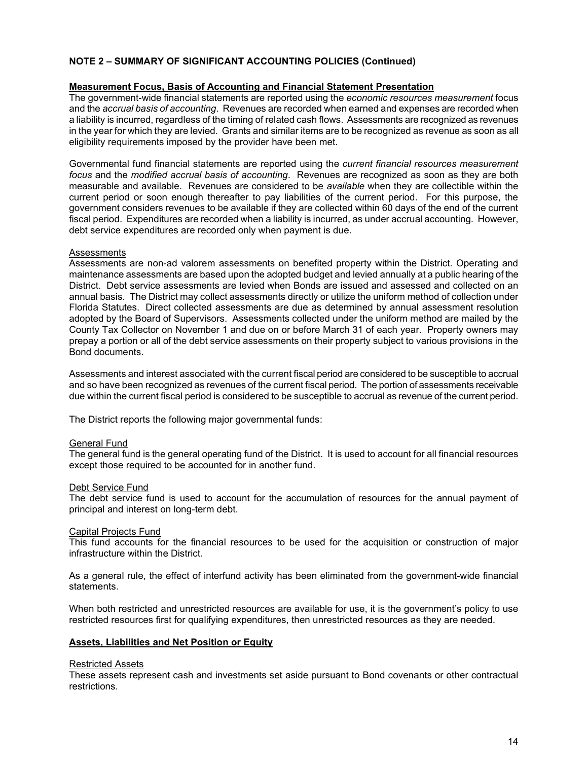## NOTE 2 – SUMMARY OF SIGNIFICANT ACCOUNTING POLICIES (Continued)

### Measurement Focus, Basis of Accounting and Financial Statement Presentation

The government-wide financial statements are reported using the *economic resources measurement* focus and the *accrual basis of accounting*. Revenues are recorded when earned and expenses are recorded when a liability is incurred, regardless of the timing of related cash flows. Assessments are recognized as revenues in the year for which they are levied. Grants and similar items are to be recognized as revenue as soon as all eligibility requirements imposed by the provider have been met.

Governmental fund financial statements are reported using the *current financial resources measurement focus* and the *modified accrual basis of accounting*. Revenues are recognized as soon as they are both measurable and available. Revenues are considered to be *available* when they are collectible within the current period or soon enough thereafter to pay liabilities of the current period. For this purpose, the government considers revenues to be available if they are collected within 60 days of the end of the current fiscal period. Expenditures are recorded when a liability is incurred, as under accrual accounting. However, debt service expenditures are recorded only when payment is due.

#### Assessments

Assessments are non-ad valorem assessments on benefited property within the District. Operating and maintenance assessments are based upon the adopted budget and levied annually at a public hearing of the District. Debt service assessments are levied when Bonds are issued and assessed and collected on an annual basis. The District may collect assessments directly or utilize the uniform method of collection under Florida Statutes. Direct collected assessments are due as determined by annual assessment resolution adopted by the Board of Supervisors. Assessments collected under the uniform method are mailed by the County Tax Collector on November 1 and due on or before March 31 of each year. Property owners may prepay a portion or all of the debt service assessments on their property subject to various provisions in the Bond documents.

Assessments and interest associated with the current fiscal period are considered to be susceptible to accrual and so have been recognized as revenues of the current fiscal period. The portion of assessments receivable due within the current fiscal period is considered to be susceptible to accrual as revenue of the current period.

The District reports the following major governmental funds:

#### General Fund

The general fund is the general operating fund of the District. It is used to account for all financial resources except those required to be accounted for in another fund.

#### Debt Service Fund

The debt service fund is used to account for the accumulation of resources for the annual payment of principal and interest on long-term debt.

#### Capital Projects Fund

This fund accounts for the financial resources to be used for the acquisition or construction of major infrastructure within the District.

As a general rule, the effect of interfund activity has been eliminated from the government-wide financial statements.

When both restricted and unrestricted resources are available for use, it is the government's policy to use restricted resources first for qualifying expenditures, then unrestricted resources as they are needed.

### Assets, Liabilities and Net Position or Equity

#### Restricted Assets

These assets represent cash and investments set aside pursuant to Bond covenants or other contractual restrictions.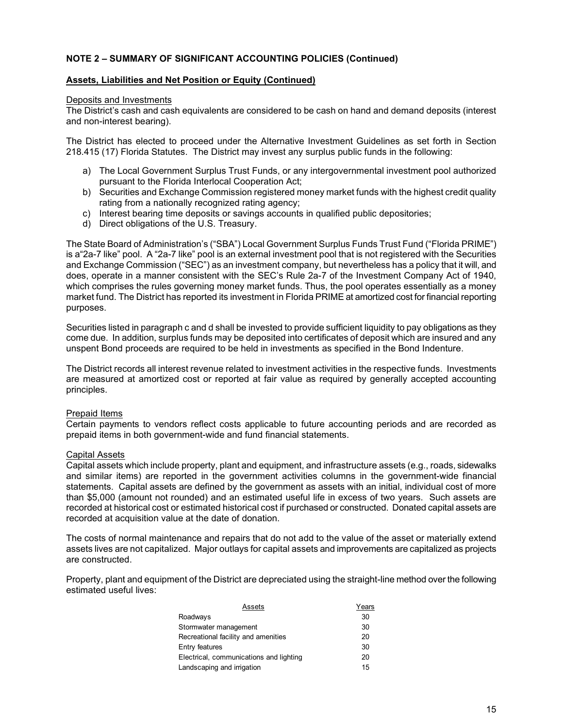**NOTE 2 – SUMMARY OF SIGNIFICANT ACCOUNTING POLICIES (Continued)**

**Assets, Liabilities and Net Position or Equity (Continued)**

Deposits and Investments

The District's cash and cash equivalents are considered to be cash on hand and demand deposits (interest and non-interest bearing).

The District has elected to proceed under the Alternative Investment Guidelines as set forth in Section 218.415 (17) Florida Statutes. The District may invest any surplus public funds in the following:

a) The Local Government Surplus Trust Funds, or any intergovernmental investment pool authorized pursuant to the Florida Interlocal Cooperation Act;
b) Securities and Exchange Commission registered money market funds with the highest credit quality rating from a nationally recognized rating agency;
c) Interest bearing time deposits or savings accounts in qualified public depositories;
d) Direct obligations of the U.S. Treasury.

The State Board of Administration's ("SBA") Local Government Surplus Funds Trust Fund ("Florida PRIME") is a"2a-7 like" pool. A "2a-7 like" pool is an external investment pool that is not registered with the Securities and Exchange Commission ("SEC") as an investment company, but nevertheless has a policy that it will, and does, operate in a manner consistent with the SEC's Rule 2a-7 of the Investment Company Act of 1940, which comprises the rules governing money market funds. Thus, the pool operates essentially as a money market fund. The District has reported its investment in Florida PRIME at amortized cost for financial reporting purposes.

Securities listed in paragraph c and d shall be invested to provide sufficient liquidity to pay obligations as they come due. In addition, surplus funds may be deposited into certificates of deposit which are insured and any unspent Bond proceeds are required to be held in investments as specified in the Bond Indenture.

The District records all interest revenue related to investment activities in the respective funds. Investments are measured at amortized cost or reported at fair value as required by generally accepted accounting principles.

Prepaid Items

Certain payments to vendors reflect costs applicable to future accounting periods and are recorded as prepaid items in both government-wide and fund financial statements.

Capital Assets

Capital assets which include property, plant and equipment, and infrastructure assets (e.g., roads, sidewalks and similar items) are reported in the government activities columns in the government-wide financial statements. Capital assets are defined by the government as assets with an initial, individual cost of more than $5,000 (amount not rounded) and an estimated useful life in excess of two years. Such assets are recorded at historical cost or estimated historical cost if purchased or constructed. Donated capital assets are recorded at acquisition value at the date of donation.

The costs of normal maintenance and repairs that do not add to the value of the asset or materially extend assets lives are not capitalized. Major outlays for capital assets and improvements are capitalized as projects are constructed.

Property, plant and equipment of the District are depreciated using the straight-line method over the following estimated useful lives:

| Assets | Years |
|---|---|
| Roadways | 30 |
| Stormwater management | 30 |
| Recreational facility and amenities | 20 |
| Entry features | 30 |
| Electrical, communications and lighting | 20 |
| Landscaping and irrigation | 15 |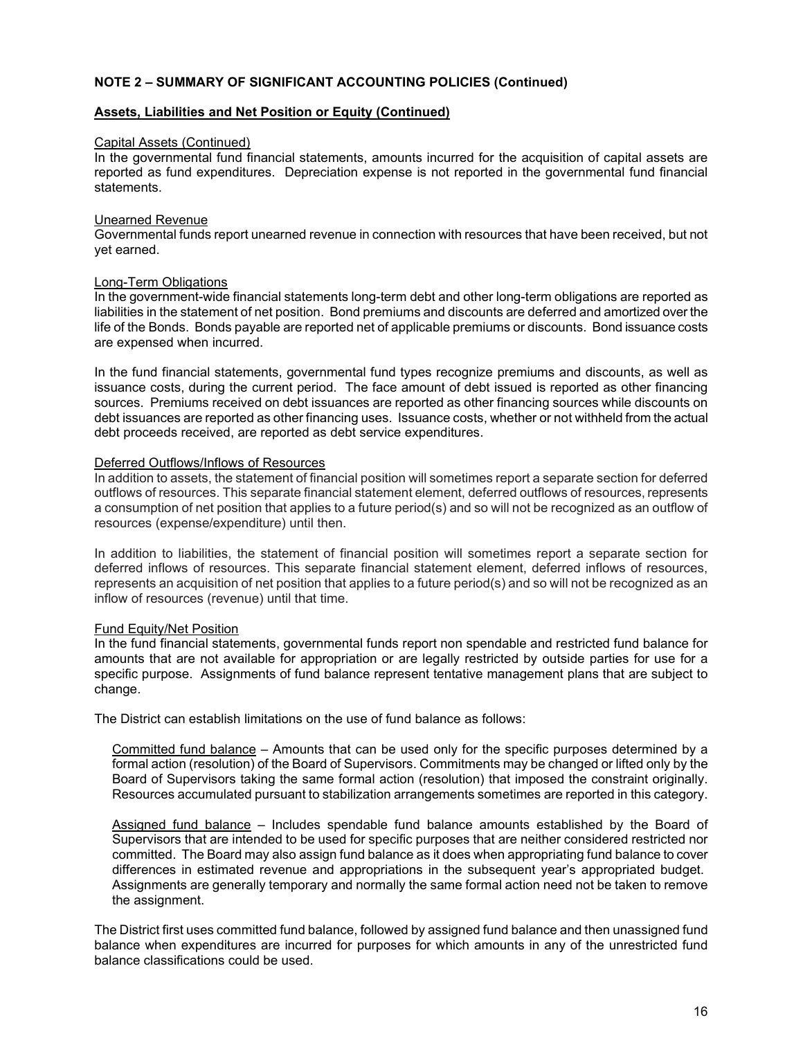**NOTE 2 – SUMMARY OF SIGNIFICANT ACCOUNTING POLICIES (Continued)**

**Assets, Liabilities and Net Position or Equity (Continued)**

Capital Assets (Continued)
In the governmental fund financial statements, amounts incurred for the acquisition of capital assets are reported as fund expenditures. Depreciation expense is not reported in the governmental fund financial statements.

Unearned Revenue
Governmental funds report unearned revenue in connection with resources that have been received, but not yet earned.

Long-Term Obligations
In the government-wide financial statements long-term debt and other long-term obligations are reported as liabilities in the statement of net position. Bond premiums and discounts are deferred and amortized over the life of the Bonds. Bonds payable are reported net of applicable premiums or discounts. Bond issuance costs are expensed when incurred.

In the fund financial statements, governmental fund types recognize premiums and discounts, as well as issuance costs, during the current period. The face amount of debt issued is reported as other financing sources. Premiums received on debt issuances are reported as other financing sources while discounts on debt issuances are reported as other financing uses. Issuance costs, whether or not withheld from the actual debt proceeds received, are reported as debt service expenditures.

Deferred Outflows/Inflows of Resources
In addition to assets, the statement of financial position will sometimes report a separate section for deferred outflows of resources. This separate financial statement element, deferred outflows of resources, represents a consumption of net position that applies to a future period(s) and so will not be recognized as an outflow of resources (expense/expenditure) until then.

In addition to liabilities, the statement of financial position will sometimes report a separate section for deferred inflows of resources. This separate financial statement element, deferred inflows of resources, represents an acquisition of net position that applies to a future period(s) and so will not be recognized as an inflow of resources (revenue) until that time.

Fund Equity/Net Position
In the fund financial statements, governmental funds report non spendable and restricted fund balance for amounts that are not available for appropriation or are legally restricted by outside parties for use for a specific purpose. Assignments of fund balance represent tentative management plans that are subject to change.

The District can establish limitations on the use of fund balance as follows:

Committed fund balance – Amounts that can be used only for the specific purposes determined by a formal action (resolution) of the Board of Supervisors. Commitments may be changed or lifted only by the Board of Supervisors taking the same formal action (resolution) that imposed the constraint originally. Resources accumulated pursuant to stabilization arrangements sometimes are reported in this category.

Assigned fund balance – Includes spendable fund balance amounts established by the Board of Supervisors that are intended to be used for specific purposes that are neither considered restricted nor committed. The Board may also assign fund balance as it does when appropriating fund balance to cover differences in estimated revenue and appropriations in the subsequent year's appropriated budget. Assignments are generally temporary and normally the same formal action need not be taken to remove the assignment.

The District first uses committed fund balance, followed by assigned fund balance and then unassigned fund balance when expenditures are incurred for purposes for which amounts in any of the unrestricted fund balance classifications could be used.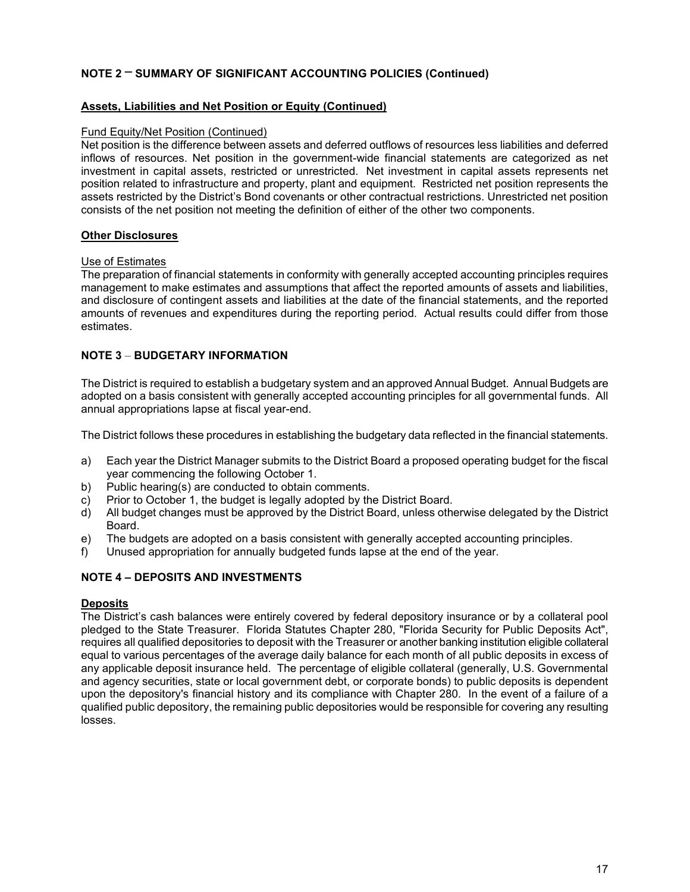## NOTE 2 – SUMMARY OF SIGNIFICANT ACCOUNTING POLICIES (Continued)

### Assets, Liabilities and Net Position or Equity (Continued)

Fund Equity/Net Position (Continued)

Net position is the difference between assets and deferred outflows of resources less liabilities and deferred inflows of resources. Net position in the government-wide financial statements are categorized as net investment in capital assets, restricted or unrestricted. Net investment in capital assets represents net position related to infrastructure and property, plant and equipment. Restricted net position represents the assets restricted by the District's Bond covenants or other contractual restrictions. Unrestricted net position consists of the net position not meeting the definition of either of the other two components.

### Other Disclosures

Use of Estimates

The preparation of financial statements in conformity with generally accepted accounting principles requires management to make estimates and assumptions that affect the reported amounts of assets and liabilities, and disclosure of contingent assets and liabilities at the date of the financial statements, and the reported amounts of revenues and expenditures during the reporting period. Actual results could differ from those estimates.

## NOTE 3 – BUDGETARY INFORMATION

The District is required to establish a budgetary system and an approved Annual Budget. Annual Budgets are adopted on a basis consistent with generally accepted accounting principles for all governmental funds. All annual appropriations lapse at fiscal year-end.

The District follows these procedures in establishing the budgetary data reflected in the financial statements.

a) Each year the District Manager submits to the District Board a proposed operating budget for the fiscal year commencing the following October 1.
b) Public hearing(s) are conducted to obtain comments.
c) Prior to October 1, the budget is legally adopted by the District Board.
d) All budget changes must be approved by the District Board, unless otherwise delegated by the District Board.
e) The budgets are adopted on a basis consistent with generally accepted accounting principles.
f) Unused appropriation for annually budgeted funds lapse at the end of the year.

## NOTE 4 – DEPOSITS AND INVESTMENTS

### Deposits

The District's cash balances were entirely covered by federal depository insurance or by a collateral pool pledged to the State Treasurer. Florida Statutes Chapter 280, "Florida Security for Public Deposits Act", requires all qualified depositories to deposit with the Treasurer or another banking institution eligible collateral equal to various percentages of the average daily balance for each month of all public deposits in excess of any applicable deposit insurance held. The percentage of eligible collateral (generally, U.S. Governmental and agency securities, state or local government debt, or corporate bonds) to public deposits is dependent upon the depository's financial history and its compliance with Chapter 280. In the event of a failure of a qualified public depository, the remaining public depositories would be responsible for covering any resulting losses.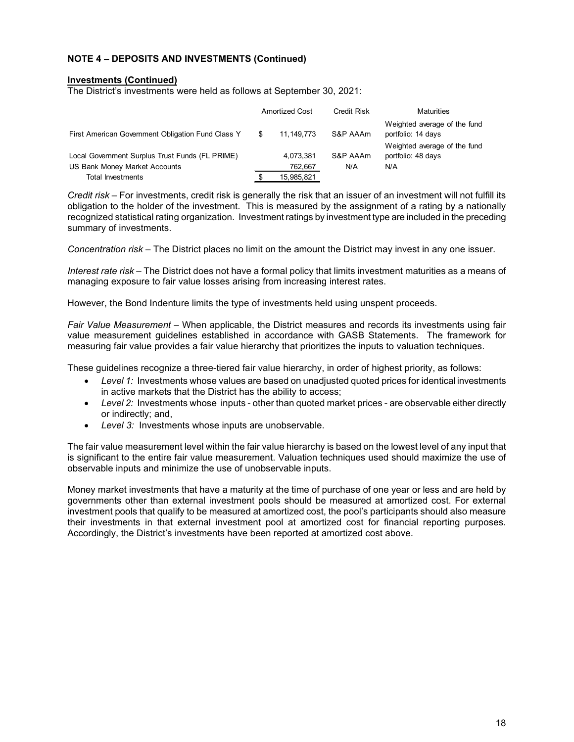**NOTE 4 – DEPOSITS AND INVESTMENTS (Continued)**

**Investments (Continued)**

The District's investments were held as follows at September 30, 2021:

| | Amortized Cost | Credit Risk | Maturities |
|---|---|---|---|
| First American Government Obligation Fund Class Y | $ 11,149,773 | S&P AAAm | Weighted average of the fund portfolio: 14 days |
| Local Government Surplus Trust Funds (FL PRIME) | 4,073,381 | S&P AAAm | Weighted average of the fund portfolio: 48 days |
| US Bank Money Market Accounts | 762,667 | N/A | N/A |
| Total Investments | $ 15,985,821 | | |

*Credit risk* – For investments, credit risk is generally the risk that an issuer of an investment will not fulfill its obligation to the holder of the investment. This is measured by the assignment of a rating by a nationally recognized statistical rating organization. Investment ratings by investment type are included in the preceding summary of investments.

*Concentration risk* – The District places no limit on the amount the District may invest in any one issuer.

*Interest rate risk* – The District does not have a formal policy that limits investment maturities as a means of managing exposure to fair value losses arising from increasing interest rates.

However, the Bond Indenture limits the type of investments held using unspent proceeds.

*Fair Value Measurement* – When applicable, the District measures and records its investments using fair value measurement guidelines established in accordance with GASB Statements. The framework for measuring fair value provides a fair value hierarchy that prioritizes the inputs to valuation techniques.

These guidelines recognize a three-tiered fair value hierarchy, in order of highest priority, as follows:

- *Level 1:* Investments whose values are based on unadjusted quoted prices for identical investments in active markets that the District has the ability to access;
- *Level 2:* Investments whose inputs - other than quoted market prices - are observable either directly or indirectly; and,
- *Level 3:* Investments whose inputs are unobservable.

The fair value measurement level within the fair value hierarchy is based on the lowest level of any input that is significant to the entire fair value measurement. Valuation techniques used should maximize the use of observable inputs and minimize the use of unobservable inputs.

Money market investments that have a maturity at the time of purchase of one year or less and are held by governments other than external investment pools should be measured at amortized cost. For external investment pools that qualify to be measured at amortized cost, the pool's participants should also measure their investments in that external investment pool at amortized cost for financial reporting purposes. Accordingly, the District's investments have been reported at amortized cost above.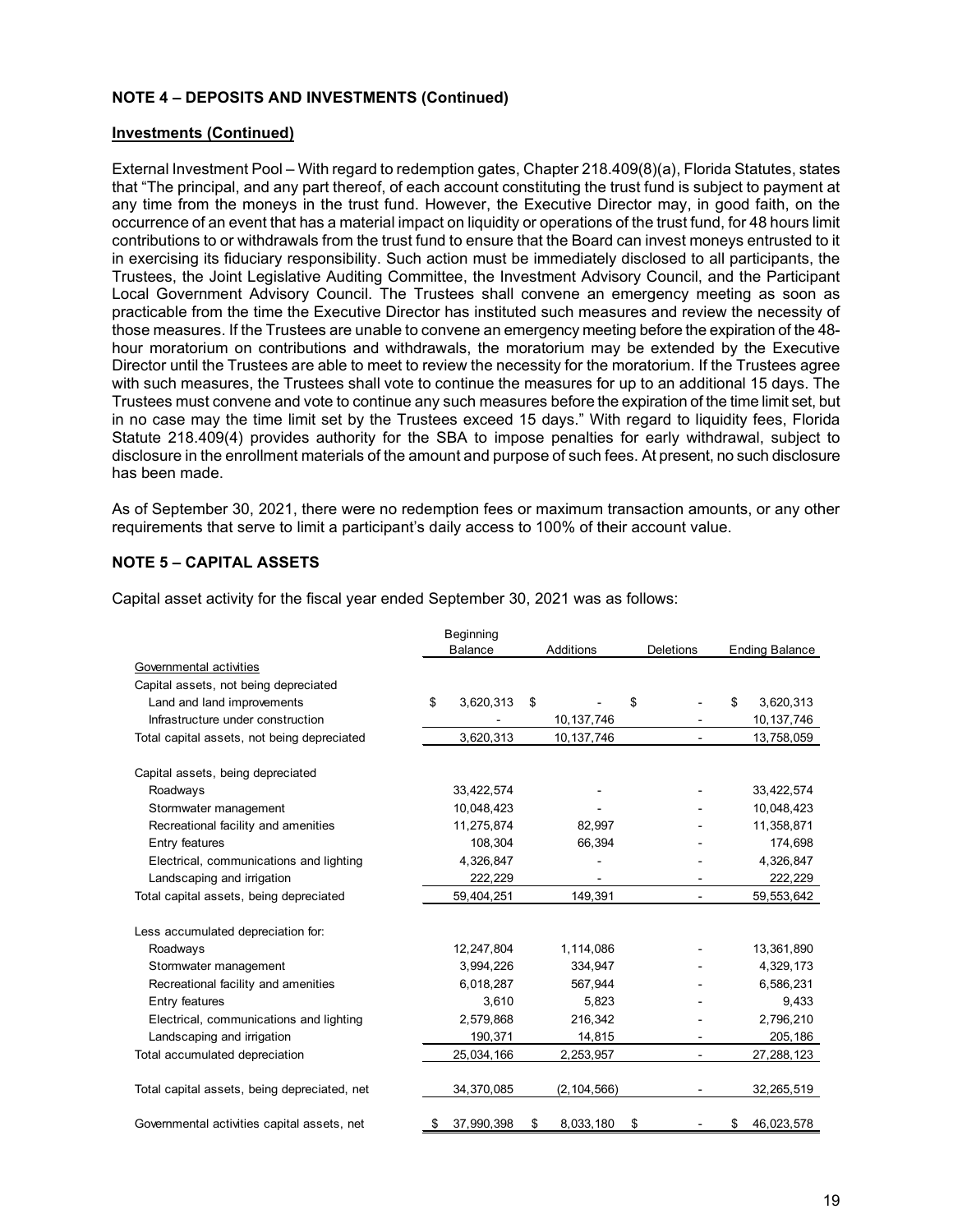**NOTE 4 – DEPOSITS AND INVESTMENTS (Continued)**

**Investments (Continued)**

External Investment Pool – With regard to redemption gates, Chapter 218.409(8)(a), Florida Statutes, states that "The principal, and any part thereof, of each account constituting the trust fund is subject to payment at any time from the moneys in the trust fund. However, the Executive Director may, in good faith, on the occurrence of an event that has a material impact on liquidity or operations of the trust fund, for 48 hours limit contributions to or withdrawals from the trust fund to ensure that the Board can invest moneys entrusted to it in exercising its fiduciary responsibility. Such action must be immediately disclosed to all participants, the Trustees, the Joint Legislative Auditing Committee, the Investment Advisory Council, and the Participant Local Government Advisory Council. The Trustees shall convene an emergency meeting as soon as practicable from the time the Executive Director has instituted such measures and review the necessity of those measures. If the Trustees are unable to convene an emergency meeting before the expiration of the 48-hour moratorium on contributions and withdrawals, the moratorium may be extended by the Executive Director until the Trustees are able to meet to review the necessity for the moratorium. If the Trustees agree with such measures, the Trustees shall vote to continue the measures for up to an additional 15 days. The Trustees must convene and vote to continue any such measures before the expiration of the time limit set, but in no case may the time limit set by the Trustees exceed 15 days." With regard to liquidity fees, Florida Statute 218.409(4) provides authority for the SBA to impose penalties for early withdrawal, subject to disclosure in the enrollment materials of the amount and purpose of such fees. At present, no such disclosure has been made.

As of September 30, 2021, there were no redemption fees or maximum transaction amounts, or any other requirements that serve to limit a participant's daily access to 100% of their account value.

**NOTE 5 – CAPITAL ASSETS**

Capital asset activity for the fiscal year ended September 30, 2021 was as follows:

| | Beginning Balance | Additions | Deletions | Ending Balance |
|---|---|---|---|---|
| Governmental activities | | | | |
| Capital assets, not being depreciated | | | | |
| Land and land improvements | $ 3,620,313 | $ - | $ - | $ 3,620,313 |
| Infrastructure under construction | - | 10,137,746 | - | 10,137,746 |
| Total capital assets, not being depreciated | 3,620,313 | 10,137,746 | - | 13,758,059 |
| Capital assets, being depreciated | | | | |
| Roadways | 33,422,574 | - | - | 33,422,574 |
| Stormwater management | 10,048,423 | - | - | 10,048,423 |
| Recreational facility and amenities | 11,275,874 | 82,997 | - | 11,358,871 |
| Entry features | 108,304 | 66,394 | - | 174,698 |
| Electrical, communications and lighting | 4,326,847 | - | - | 4,326,847 |
| Landscaping and irrigation | 222,229 | - | - | 222,229 |
| Total capital assets, being depreciated | 59,404,251 | 149,391 | - | 59,553,642 |
| Less accumulated depreciation for: | | | | |
| Roadways | 12,247,804 | 1,114,086 | - | 13,361,890 |
| Stormwater management | 3,994,226 | 334,947 | - | 4,329,173 |
| Recreational facility and amenities | 6,018,287 | 567,944 | - | 6,586,231 |
| Entry features | 3,610 | 5,823 | - | 9,433 |
| Electrical, communications and lighting | 2,579,868 | 216,342 | - | 2,796,210 |
| Landscaping and irrigation | 190,371 | 14,815 | - | 205,186 |
| Total accumulated depreciation | 25,034,166 | 2,253,957 | - | 27,288,123 |
| Total capital assets, being depreciated, net | 34,370,085 | (2,104,566) | - | 32,265,519 |
| Governmental activities capital assets, net | $ 37,990,398 | $ 8,033,180 | $ - | $ 46,023,578 |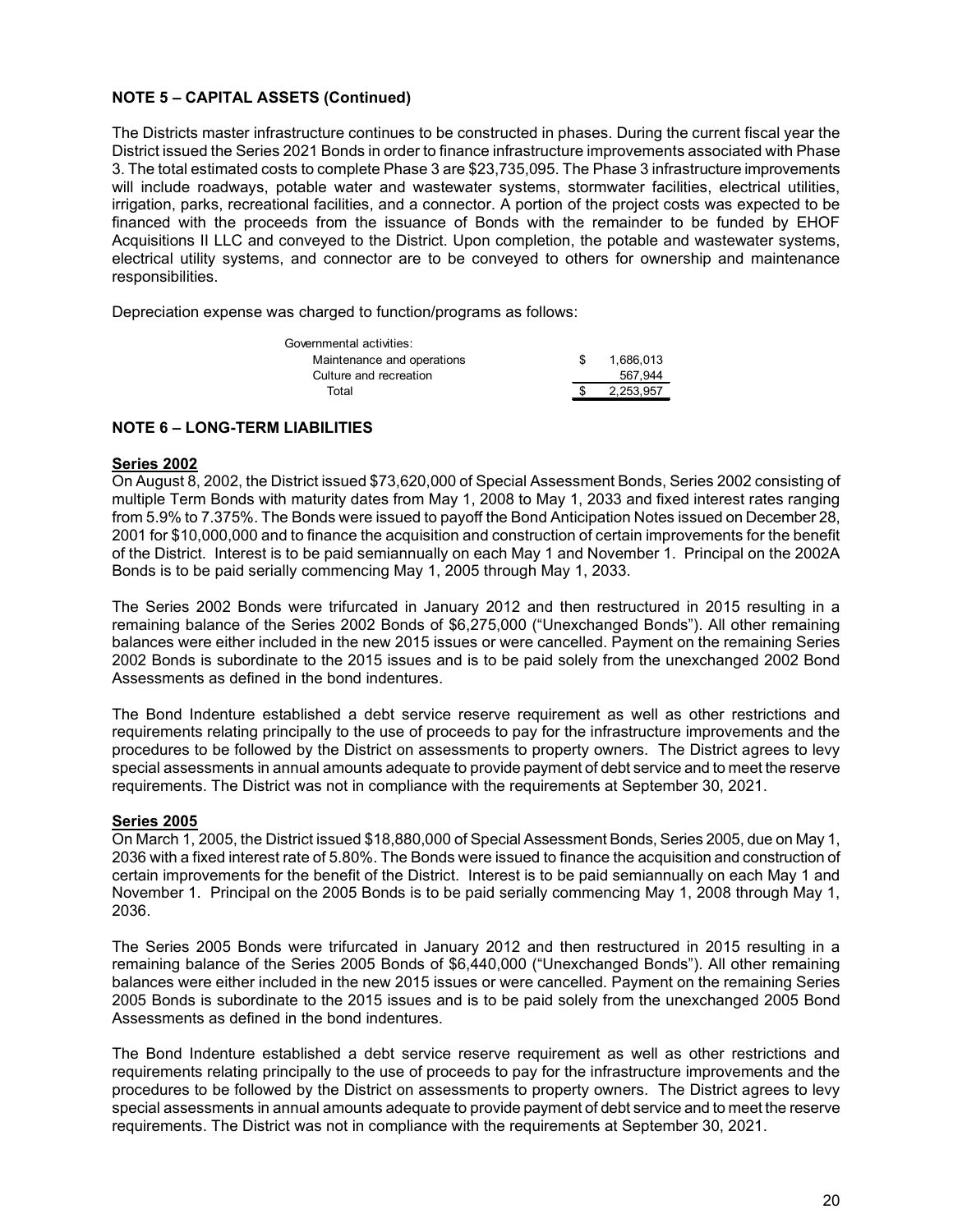**NOTE 5 – CAPITAL ASSETS (Continued)**

The Districts master infrastructure continues to be constructed in phases. During the current fiscal year the District issued the Series 2021 Bonds in order to finance infrastructure improvements associated with Phase 3. The total estimated costs to complete Phase 3 are $23,735,095. The Phase 3 infrastructure improvements will include roadways, potable water and wastewater systems, stormwater facilities, electrical utilities, irrigation, parks, recreational facilities, and a connector. A portion of the project costs was expected to be financed with the proceeds from the issuance of Bonds with the remainder to be funded by EHOF Acquisitions II LLC and conveyed to the District. Upon completion, the potable and wastewater systems, electrical utility systems, and connector are to be conveyed to others for ownership and maintenance responsibilities.

Depreciation expense was charged to function/programs as follows:

| | | |
|---|---|---|
| Governmental activities: | | |
| Maintenance and operations | $ | 1,686,013 |
| Culture and recreation | | 567,944 |
| Total | $ | 2,253,957 |

**NOTE 6 – LONG-TERM LIABILITIES**

**Series 2002**

On August 8, 2002, the District issued $73,620,000 of Special Assessment Bonds, Series 2002 consisting of multiple Term Bonds with maturity dates from May 1, 2008 to May 1, 2033 and fixed interest rates ranging from 5.9% to 7.375%. The Bonds were issued to payoff the Bond Anticipation Notes issued on December 28, 2001 for $10,000,000 and to finance the acquisition and construction of certain improvements for the benefit of the District. Interest is to be paid semiannually on each May 1 and November 1. Principal on the 2002A Bonds is to be paid serially commencing May 1, 2005 through May 1, 2033.

The Series 2002 Bonds were trifurcated in January 2012 and then restructured in 2015 resulting in a remaining balance of the Series 2002 Bonds of $6,275,000 ("Unexchanged Bonds"). All other remaining balances were either included in the new 2015 issues or were cancelled. Payment on the remaining Series 2002 Bonds is subordinate to the 2015 issues and is to be paid solely from the unexchanged 2002 Bond Assessments as defined in the bond indentures.

The Bond Indenture established a debt service reserve requirement as well as other restrictions and requirements relating principally to the use of proceeds to pay for the infrastructure improvements and the procedures to be followed by the District on assessments to property owners. The District agrees to levy special assessments in annual amounts adequate to provide payment of debt service and to meet the reserve requirements. The District was not in compliance with the requirements at September 30, 2021.

**Series 2005**

On March 1, 2005, the District issued $18,880,000 of Special Assessment Bonds, Series 2005, due on May 1, 2036 with a fixed interest rate of 5.80%. The Bonds were issued to finance the acquisition and construction of certain improvements for the benefit of the District. Interest is to be paid semiannually on each May 1 and November 1. Principal on the 2005 Bonds is to be paid serially commencing May 1, 2008 through May 1, 2036.

The Series 2005 Bonds were trifurcated in January 2012 and then restructured in 2015 resulting in a remaining balance of the Series 2005 Bonds of $6,440,000 ("Unexchanged Bonds"). All other remaining balances were either included in the new 2015 issues or were cancelled. Payment on the remaining Series 2005 Bonds is subordinate to the 2015 issues and is to be paid solely from the unexchanged 2005 Bond Assessments as defined in the bond indentures.

The Bond Indenture established a debt service reserve requirement as well as other restrictions and requirements relating principally to the use of proceeds to pay for the infrastructure improvements and the procedures to be followed by the District on assessments to property owners. The District agrees to levy special assessments in annual amounts adequate to provide payment of debt service and to meet the reserve requirements. The District was not in compliance with the requirements at September 30, 2021.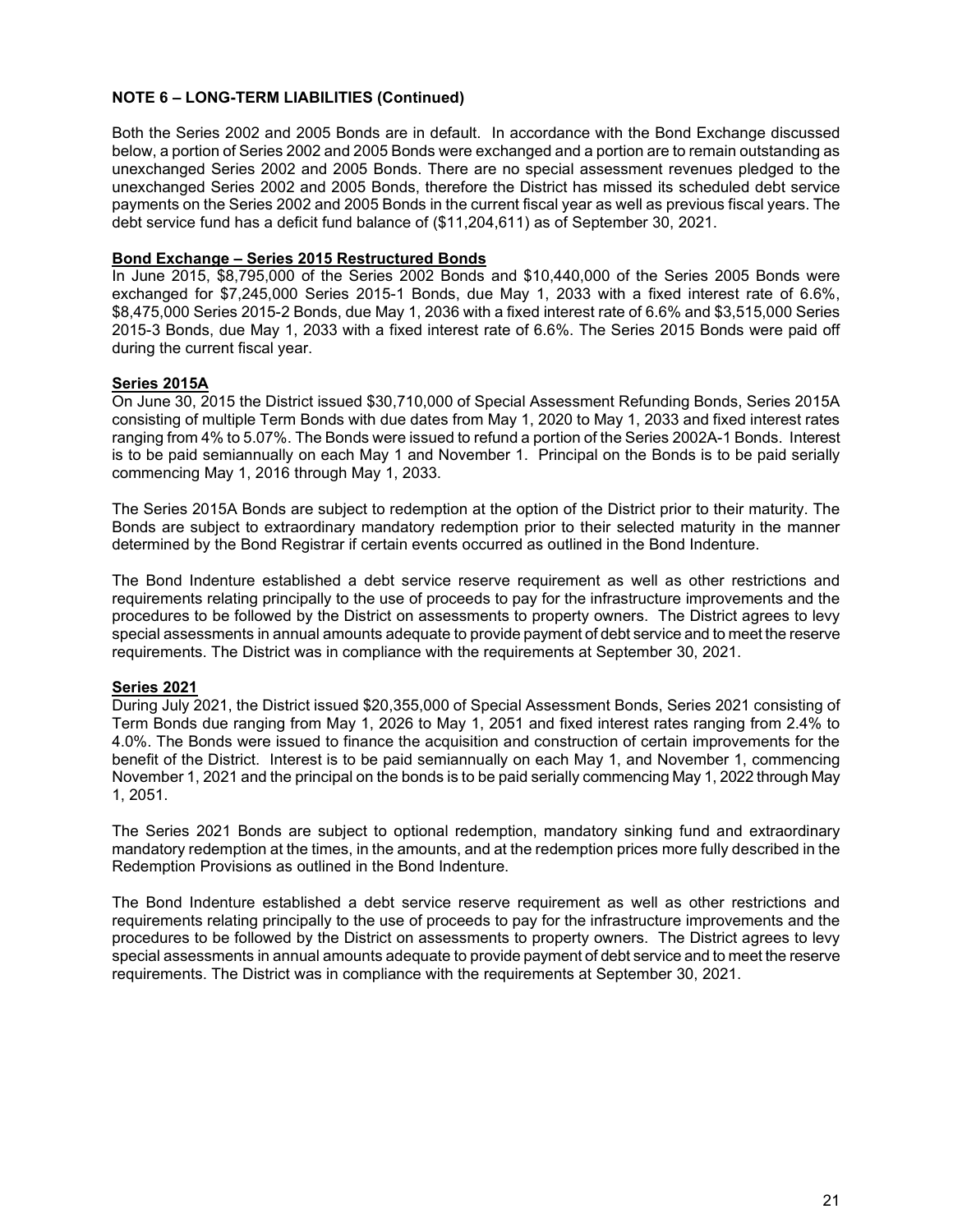**NOTE 6 – LONG-TERM LIABILITIES (Continued)**

Both the Series 2002 and 2005 Bonds are in default. In accordance with the Bond Exchange discussed below, a portion of Series 2002 and 2005 Bonds were exchanged and a portion are to remain outstanding as unexchanged Series 2002 and 2005 Bonds. There are no special assessment revenues pledged to the unexchanged Series 2002 and 2005 Bonds, therefore the District has missed its scheduled debt service payments on the Series 2002 and 2005 Bonds in the current fiscal year as well as previous fiscal years. The debt service fund has a deficit fund balance of ($11,204,611) as of September 30, 2021.

**Bond Exchange – Series 2015 Restructured Bonds**

In June 2015, $8,795,000 of the Series 2002 Bonds and $10,440,000 of the Series 2005 Bonds were exchanged for $7,245,000 Series 2015-1 Bonds, due May 1, 2033 with a fixed interest rate of 6.6%, $8,475,000 Series 2015-2 Bonds, due May 1, 2036 with a fixed interest rate of 6.6% and $3,515,000 Series 2015-3 Bonds, due May 1, 2033 with a fixed interest rate of 6.6%. The Series 2015 Bonds were paid off during the current fiscal year.

**Series 2015A**

On June 30, 2015 the District issued $30,710,000 of Special Assessment Refunding Bonds, Series 2015A consisting of multiple Term Bonds with due dates from May 1, 2020 to May 1, 2033 and fixed interest rates ranging from 4% to 5.07%. The Bonds were issued to refund a portion of the Series 2002A-1 Bonds. Interest is to be paid semiannually on each May 1 and November 1. Principal on the Bonds is to be paid serially commencing May 1, 2016 through May 1, 2033.

The Series 2015A Bonds are subject to redemption at the option of the District prior to their maturity. The Bonds are subject to extraordinary mandatory redemption prior to their selected maturity in the manner determined by the Bond Registrar if certain events occurred as outlined in the Bond Indenture.

The Bond Indenture established a debt service reserve requirement as well as other restrictions and requirements relating principally to the use of proceeds to pay for the infrastructure improvements and the procedures to be followed by the District on assessments to property owners. The District agrees to levy special assessments in annual amounts adequate to provide payment of debt service and to meet the reserve requirements. The District was in compliance with the requirements at September 30, 2021.

**Series 2021**

During July 2021, the District issued $20,355,000 of Special Assessment Bonds, Series 2021 consisting of Term Bonds due ranging from May 1, 2026 to May 1, 2051 and fixed interest rates ranging from 2.4% to 4.0%. The Bonds were issued to finance the acquisition and construction of certain improvements for the benefit of the District. Interest is to be paid semiannually on each May 1, and November 1, commencing November 1, 2021 and the principal on the bonds is to be paid serially commencing May 1, 2022 through May 1, 2051.

The Series 2021 Bonds are subject to optional redemption, mandatory sinking fund and extraordinary mandatory redemption at the times, in the amounts, and at the redemption prices more fully described in the Redemption Provisions as outlined in the Bond Indenture.

The Bond Indenture established a debt service reserve requirement as well as other restrictions and requirements relating principally to the use of proceeds to pay for the infrastructure improvements and the procedures to be followed by the District on assessments to property owners. The District agrees to levy special assessments in annual amounts adequate to provide payment of debt service and to meet the reserve requirements. The District was in compliance with the requirements at September 30, 2021.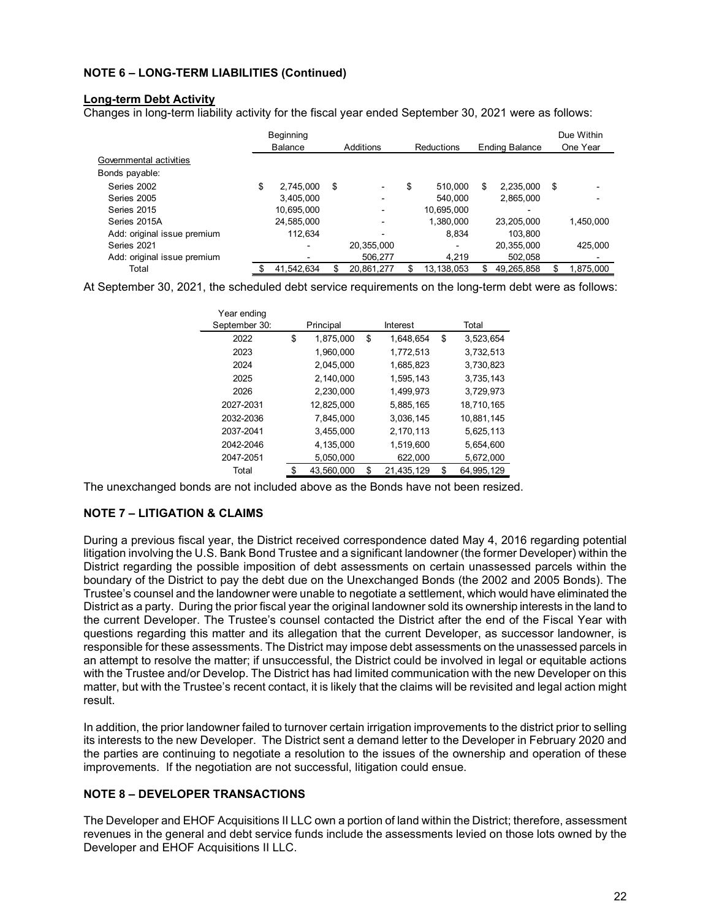### NOTE 6 – LONG-TERM LIABILITIES (Continued)

**Long-term Debt Activity**

Changes in long-term liability activity for the fiscal year ended September 30, 2021 were as follows:

| | Beginning Balance | Additions | Reductions | Ending Balance | Due Within One Year |
|---|---|---|---|---|---|
| Governmental activities | | | | | |
| Bonds payable: | | | | | |
| Series 2002 | $ 2,745,000 | $ - | $ 510,000 | $ 2,235,000 | $ - |
| Series 2005 | 3,405,000 | - | 540,000 | 2,865,000 | - |
| Series 2015 | 10,695,000 | - | 10,695,000 | - | |
| Series 2015A | 24,585,000 | - | 1,380,000 | 23,205,000 | 1,450,000 |
| Add: original issue premium | 112,634 | - | 8,834 | 103,800 | |
| Series 2021 | - | 20,355,000 | - | 20,355,000 | 425,000 |
| Add: original issue premium | - | 506,277 | 4,219 | 502,058 | - |
| Total | $ 41,542,634 | $ 20,861,277 | $ 13,138,053 | $ 49,265,858 | $ 1,875,000 |

At September 30, 2021, the scheduled debt service requirements on the long-term debt were as follows:

| Year ending September 30: | Principal | Interest | Total |
|---|---|---|---|
| 2022 | $ 1,875,000 | $ 1,648,654 | $ 3,523,654 |
| 2023 | 1,960,000 | 1,772,513 | 3,732,513 |
| 2024 | 2,045,000 | 1,685,823 | 3,730,823 |
| 2025 | 2,140,000 | 1,595,143 | 3,735,143 |
| 2026 | 2,230,000 | 1,499,973 | 3,729,973 |
| 2027-2031 | 12,825,000 | 5,885,165 | 18,710,165 |
| 2032-2036 | 7,845,000 | 3,036,145 | 10,881,145 |
| 2037-2041 | 3,455,000 | 2,170,113 | 5,625,113 |
| 2042-2046 | 4,135,000 | 1,519,600 | 5,654,600 |
| 2047-2051 | 5,050,000 | 622,000 | 5,672,000 |
| Total | $ 43,560,000 | $ 21,435,129 | $ 64,995,129 |

The unexchanged bonds are not included above as the Bonds have not been resized.

### NOTE 7 – LITIGATION & CLAIMS

During a previous fiscal year, the District received correspondence dated May 4, 2016 regarding potential litigation involving the U.S. Bank Bond Trustee and a significant landowner (the former Developer) within the District regarding the possible imposition of debt assessments on certain unassessed parcels within the boundary of the District to pay the debt due on the Unexchanged Bonds (the 2002 and 2005 Bonds). The Trustee's counsel and the landowner were unable to negotiate a settlement, which would have eliminated the District as a party. During the prior fiscal year the original landowner sold its ownership interests in the land to the current Developer. The Trustee's counsel contacted the District after the end of the Fiscal Year with questions regarding this matter and its allegation that the current Developer, as successor landowner, is responsible for these assessments. The District may impose debt assessments on the unassessed parcels in an attempt to resolve the matter; if unsuccessful, the District could be involved in legal or equitable actions with the Trustee and/or Develop. The District has had limited communication with the new Developer on this matter, but with the Trustee's recent contact, it is likely that the claims will be revisited and legal action might result.

In addition, the prior landowner failed to turnover certain irrigation improvements to the district prior to selling its interests to the new Developer. The District sent a demand letter to the Developer in February 2020 and the parties are continuing to negotiate a resolution to the issues of the ownership and operation of these improvements. If the negotiation are not successful, litigation could ensue.

### NOTE 8 – DEVELOPER TRANSACTIONS

The Developer and EHOF Acquisitions II LLC own a portion of land within the District; therefore, assessment revenues in the general and debt service funds include the assessments levied on those lots owned by the Developer and EHOF Acquisitions II LLC.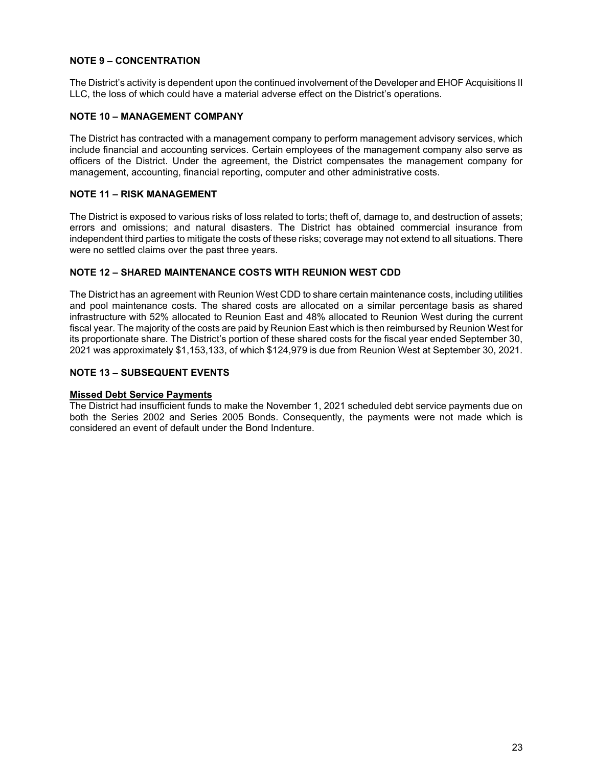## NOTE 9 – CONCENTRATION

The District's activity is dependent upon the continued involvement of the Developer and EHOF Acquisitions II LLC, the loss of which could have a material adverse effect on the District's operations.

## NOTE 10 – MANAGEMENT COMPANY

The District has contracted with a management company to perform management advisory services, which include financial and accounting services. Certain employees of the management company also serve as officers of the District. Under the agreement, the District compensates the management company for management, accounting, financial reporting, computer and other administrative costs.

## NOTE 11 – RISK MANAGEMENT

The District is exposed to various risks of loss related to torts; theft of, damage to, and destruction of assets; errors and omissions; and natural disasters. The District has obtained commercial insurance from independent third parties to mitigate the costs of these risks; coverage may not extend to all situations. There were no settled claims over the past three years.

## NOTE 12 – SHARED MAINTENANCE COSTS WITH REUNION WEST CDD

The District has an agreement with Reunion West CDD to share certain maintenance costs, including utilities and pool maintenance costs. The shared costs are allocated on a similar percentage basis as shared infrastructure with 52% allocated to Reunion East and 48% allocated to Reunion West during the current fiscal year. The majority of the costs are paid by Reunion East which is then reimbursed by Reunion West for its proportionate share. The District's portion of these shared costs for the fiscal year ended September 30, 2021 was approximately $1,153,133, of which $124,979 is due from Reunion West at September 30, 2021.

## NOTE 13 – SUBSEQUENT EVENTS

**Missed Debt Service Payments**

The District had insufficient funds to make the November 1, 2021 scheduled debt service payments due on both the Series 2002 and Series 2005 Bonds. Consequently, the payments were not made which is considered an event of default under the Bond Indenture.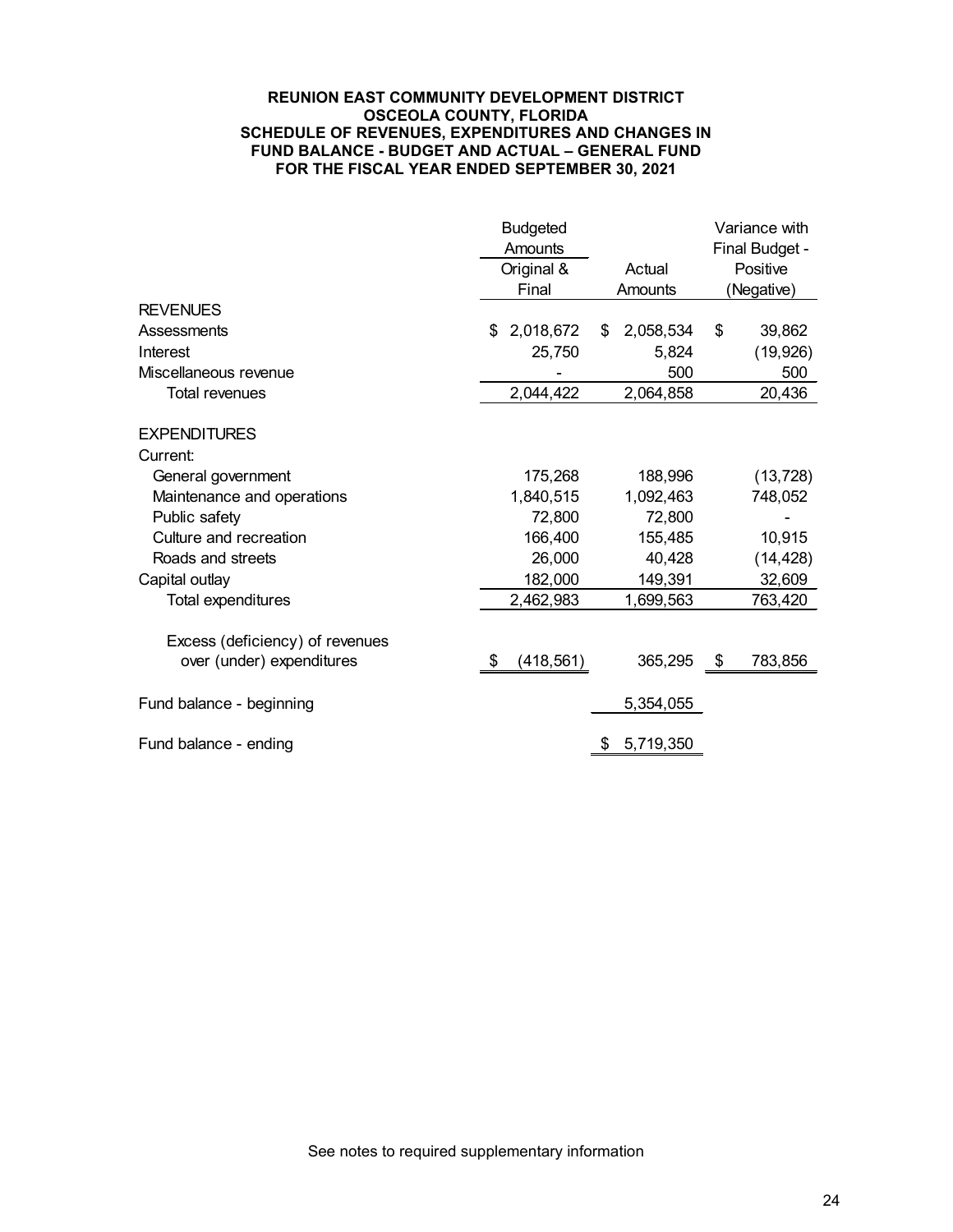**REUNION EAST COMMUNITY DEVELOPMENT DISTRICT**
**OSCEOLA COUNTY, FLORIDA**
**SCHEDULE OF REVENUES, EXPENDITURES AND CHANGES IN FUND BALANCE - BUDGET AND ACTUAL – GENERAL FUND**
**FOR THE FISCAL YEAR ENDED SEPTEMBER 30, 2021**

| | Budgeted Amounts Original & Final | Actual Amounts | Variance with Final Budget - Positive (Negative) |
|---|---|---|---|
| **REVENUES** | | | |
| Assessments | $ 2,018,672 | $ 2,058,534 | $ 39,862 |
| Interest | 25,750 | 5,824 | (19,926) |
| Miscellaneous revenue | - | 500 | 500 |
| Total revenues | 2,044,422 | 2,064,858 | 20,436 |
| **EXPENDITURES** | | | |
| Current: | | | |
| General government | 175,268 | 188,996 | (13,728) |
| Maintenance and operations | 1,840,515 | 1,092,463 | 748,052 |
| Public safety | 72,800 | 72,800 | - |
| Culture and recreation | 166,400 | 155,485 | 10,915 |
| Roads and streets | 26,000 | 40,428 | (14,428) |
| Capital outlay | 182,000 | 149,391 | 32,609 |
| Total expenditures | 2,462,983 | 1,699,563 | 763,420 |
| Excess (deficiency) of revenues over (under) expenditures | $ (418,561) | 365,295 | $ 783,856 |
| Fund balance - beginning | | 5,354,055 | |
| Fund balance - ending | | $ 5,719,350 | |

See notes to required supplementary information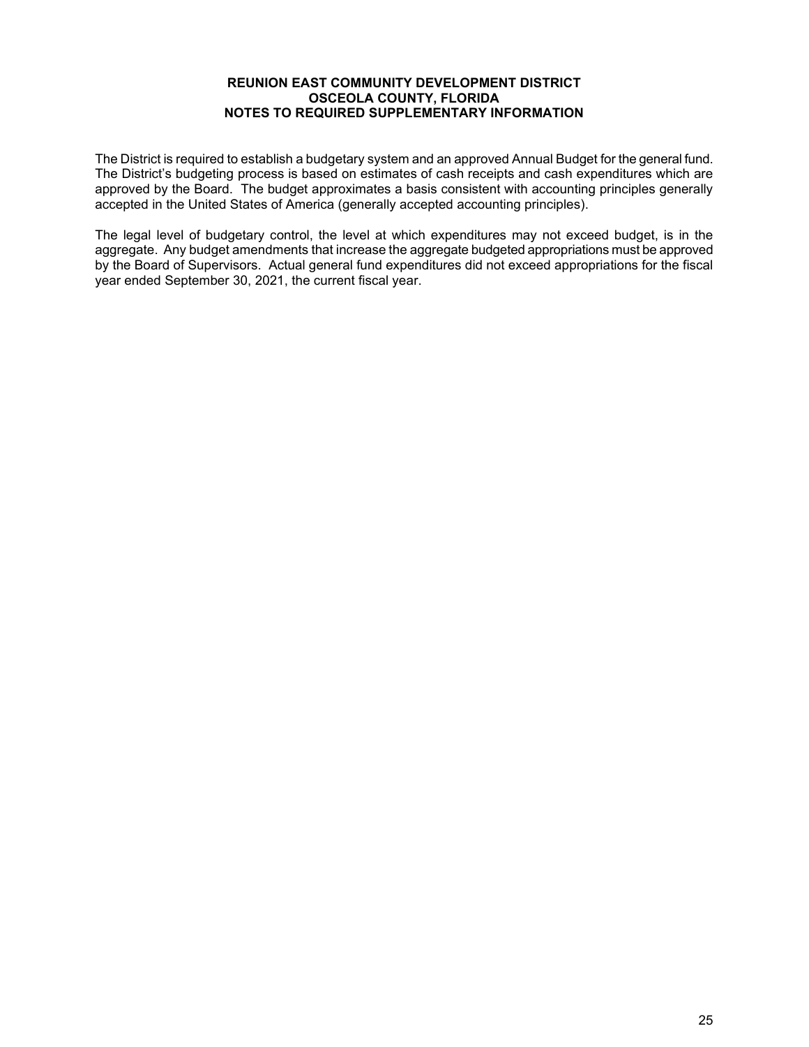**REUNION EAST COMMUNITY DEVELOPMENT DISTRICT**
**OSCEOLA COUNTY, FLORIDA**
**NOTES TO REQUIRED SUPPLEMENTARY INFORMATION**

The District is required to establish a budgetary system and an approved Annual Budget for the general fund. The District's budgeting process is based on estimates of cash receipts and cash expenditures which are approved by the Board. The budget approximates a basis consistent with accounting principles generally accepted in the United States of America (generally accepted accounting principles).

The legal level of budgetary control, the level at which expenditures may not exceed budget, is in the aggregate. Any budget amendments that increase the aggregate budgeted appropriations must be approved by the Board of Supervisors. Actual general fund expenditures did not exceed appropriations for the fiscal year ended September 30, 2021, the current fiscal year.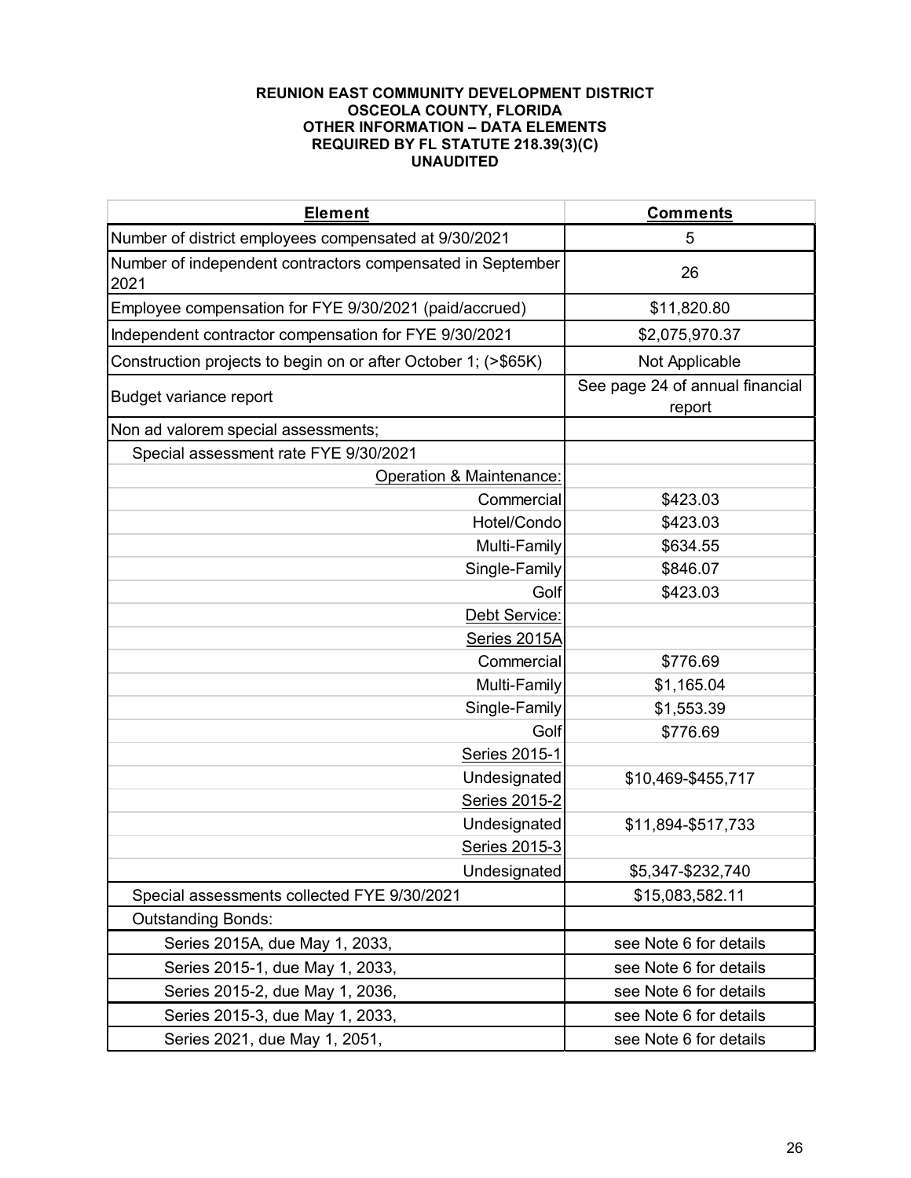**REUNION EAST COMMUNITY DEVELOPMENT DISTRICT**
**OSCEOLA COUNTY, FLORIDA**
**OTHER INFORMATION – DATA ELEMENTS**
**REQUIRED BY FL STATUTE 218.39(3)(C)**
**UNAUDITED**

| Element | Comments |
|---|---|
| Number of district employees compensated at 9/30/2021 | 5 |
| Number of independent contractors compensated in September 2021 | 26 |
| Employee compensation for FYE 9/30/2021 (paid/accrued) | $11,820.80 |
| Independent contractor compensation for FYE 9/30/2021 | $2,075,970.37 |
| Construction projects to begin on or after October 1; (>$65K) | Not Applicable |
| Budget variance report | See page 24 of annual financial report |
| Non ad valorem special assessments; | |
| Special assessment rate FYE 9/30/2021 | |
| Operation & Maintenance: | |
| Commercial | $423.03 |
| Hotel/Condo | $423.03 |
| Multi-Family | $634.55 |
| Single-Family | $846.07 |
| Golf | $423.03 |
| Debt Service: | |
| Series 2015A | |
| Commercial | $776.69 |
| Multi-Family | $1,165.04 |
| Single-Family | $1,553.39 |
| Golf | $776.69 |
| Series 2015-1 | |
| Undesignated | $10,469-$455,717 |
| Series 2015-2 | |
| Undesignated | $11,894-$517,733 |
| Series 2015-3 | |
| Undesignated | $5,347-$232,740 |
| Special assessments collected FYE 9/30/2021 | $15,083,582.11 |
| Outstanding Bonds: | |
| Series 2015A, due May 1, 2033, | see Note 6 for details |
| Series 2015-1, due May 1, 2033, | see Note 6 for details |
| Series 2015-2, due May 1, 2036, | see Note 6 for details |
| Series 2015-3, due May 1, 2033, | see Note 6 for details |
| Series 2021, due May 1, 2051, | see Note 6 for details |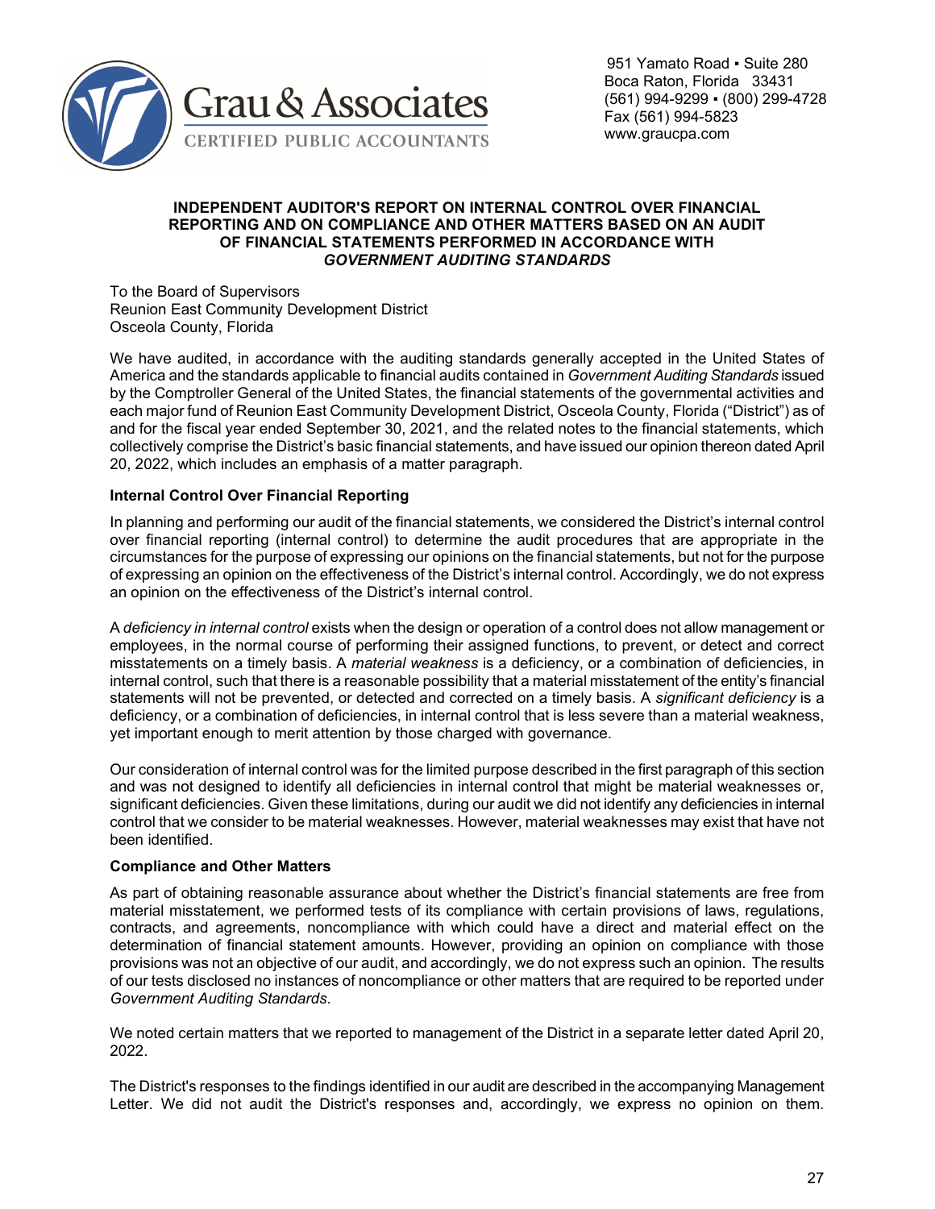Grau & Associates

CERTIFIED PUBLIC ACCOUNTANTS

951 Yamato Road ▪ Suite 280
Boca Raton, Florida 33431
(561) 994-9299 ▪ (800) 299-4728
Fax (561) 994-5823
www.graucpa.com

## INDEPENDENT AUDITOR'S REPORT ON INTERNAL CONTROL OVER FINANCIAL REPORTING AND ON COMPLIANCE AND OTHER MATTERS BASED ON AN AUDIT OF FINANCIAL STATEMENTS PERFORMED IN ACCORDANCE WITH *GOVERNMENT AUDITING STANDARDS*

To the Board of Supervisors
Reunion East Community Development District
Osceola County, Florida

We have audited, in accordance with the auditing standards generally accepted in the United States of America and the standards applicable to financial audits contained in *Government Auditing Standards* issued by the Comptroller General of the United States, the financial statements of the governmental activities and each major fund of Reunion East Community Development District, Osceola County, Florida ("District") as of and for the fiscal year ended September 30, 2021, and the related notes to the financial statements, which collectively comprise the District's basic financial statements, and have issued our opinion thereon dated April 20, 2022, which includes an emphasis of a matter paragraph.

**Internal Control Over Financial Reporting**

In planning and performing our audit of the financial statements, we considered the District's internal control over financial reporting (internal control) to determine the audit procedures that are appropriate in the circumstances for the purpose of expressing our opinions on the financial statements, but not for the purpose of expressing an opinion on the effectiveness of the District's internal control. Accordingly, we do not express an opinion on the effectiveness of the District's internal control.

A *deficiency in internal control* exists when the design or operation of a control does not allow management or employees, in the normal course of performing their assigned functions, to prevent, or detect and correct misstatements on a timely basis. A *material weakness* is a deficiency, or a combination of deficiencies, in internal control, such that there is a reasonable possibility that a material misstatement of the entity's financial statements will not be prevented, or detected and corrected on a timely basis. A *significant deficiency* is a deficiency, or a combination of deficiencies, in internal control that is less severe than a material weakness, yet important enough to merit attention by those charged with governance.

Our consideration of internal control was for the limited purpose described in the first paragraph of this section and was not designed to identify all deficiencies in internal control that might be material weaknesses or, significant deficiencies. Given these limitations, during our audit we did not identify any deficiencies in internal control that we consider to be material weaknesses. However, material weaknesses may exist that have not been identified.

**Compliance and Other Matters**

As part of obtaining reasonable assurance about whether the District's financial statements are free from material misstatement, we performed tests of its compliance with certain provisions of laws, regulations, contracts, and agreements, noncompliance with which could have a direct and material effect on the determination of financial statement amounts. However, providing an opinion on compliance with those provisions was not an objective of our audit, and accordingly, we do not express such an opinion. The results of our tests disclosed no instances of noncompliance or other matters that are required to be reported under *Government Auditing Standards.*

We noted certain matters that we reported to management of the District in a separate letter dated April 20, 2022.

The District's responses to the findings identified in our audit are described in the accompanying Management Letter. We did not audit the District's responses and, accordingly, we express no opinion on them.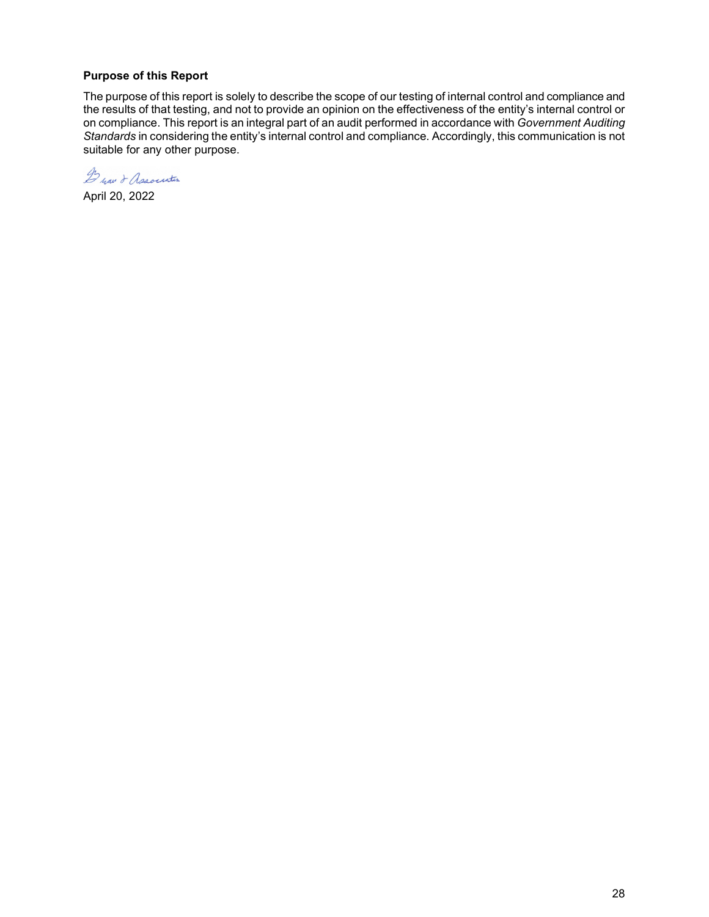**Purpose of this Report**

The purpose of this report is solely to describe the scope of our testing of internal control and compliance and the results of that testing, and not to provide an opinion on the effectiveness of the entity's internal control or on compliance. This report is an integral part of an audit performed in accordance with *Government Auditing Standards* in considering the entity's internal control and compliance. Accordingly, this communication is not suitable for any other purpose.

Braun & Associates

April 20, 2022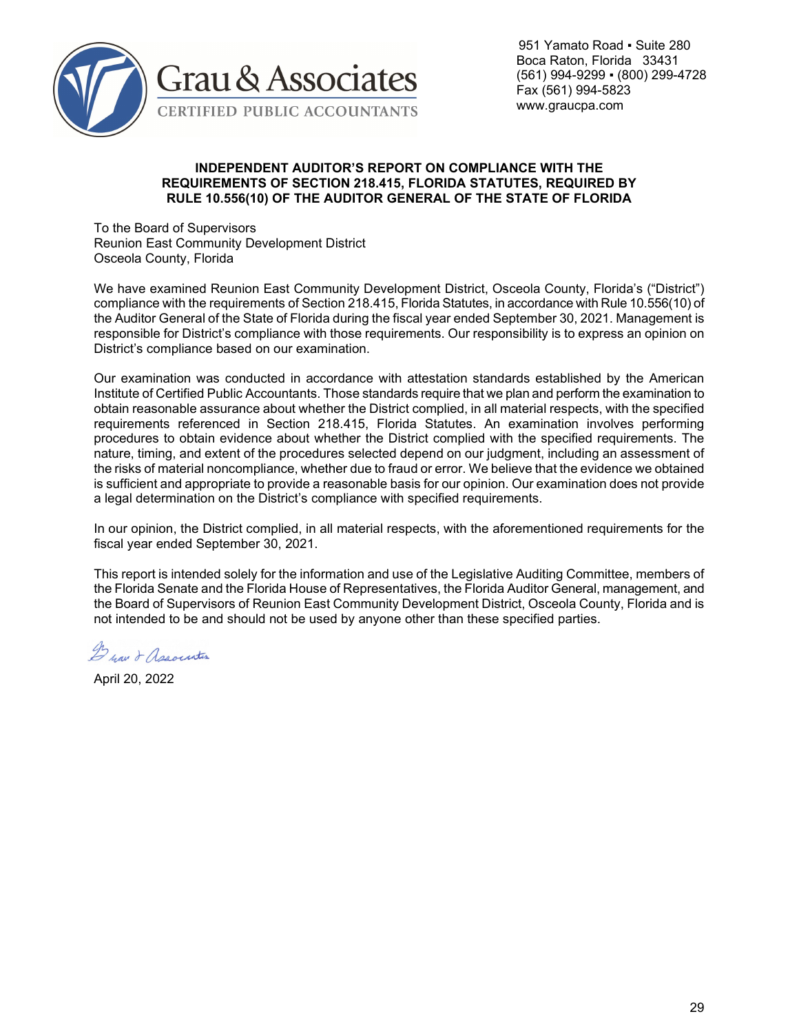Grau & Associates

CERTIFIED PUBLIC ACCOUNTANTS

951 Yamato Road ▪ Suite 280
Boca Raton, Florida 33431
(561) 994-9299 ▪ (800) 299-4728
Fax (561) 994-5823
www.graucpa.com

**INDEPENDENT AUDITOR'S REPORT ON COMPLIANCE WITH THE REQUIREMENTS OF SECTION 218.415, FLORIDA STATUTES, REQUIRED BY RULE 10.556(10) OF THE AUDITOR GENERAL OF THE STATE OF FLORIDA**

To the Board of Supervisors
Reunion East Community Development District
Osceola County, Florida

We have examined Reunion East Community Development District, Osceola County, Florida's ("District") compliance with the requirements of Section 218.415, Florida Statutes, in accordance with Rule 10.556(10) of the Auditor General of the State of Florida during the fiscal year ended September 30, 2021. Management is responsible for District's compliance with those requirements. Our responsibility is to express an opinion on District's compliance based on our examination.

Our examination was conducted in accordance with attestation standards established by the American Institute of Certified Public Accountants. Those standards require that we plan and perform the examination to obtain reasonable assurance about whether the District complied, in all material respects, with the specified requirements referenced in Section 218.415, Florida Statutes. An examination involves performing procedures to obtain evidence about whether the District complied with the specified requirements. The nature, timing, and extent of the procedures selected depend on our judgment, including an assessment of the risks of material noncompliance, whether due to fraud or error. We believe that the evidence we obtained is sufficient and appropriate to provide a reasonable basis for our opinion. Our examination does not provide a legal determination on the District's compliance with specified requirements.

In our opinion, the District complied, in all material respects, with the aforementioned requirements for the fiscal year ended September 30, 2021.

This report is intended solely for the information and use of the Legislative Auditing Committee, members of the Florida Senate and the Florida House of Representatives, the Florida Auditor General, management, and the Board of Supervisors of Reunion East Community Development District, Osceola County, Florida and is not intended to be and should not be used by anyone other than these specified parties.

Grau & Associates

April 20, 2022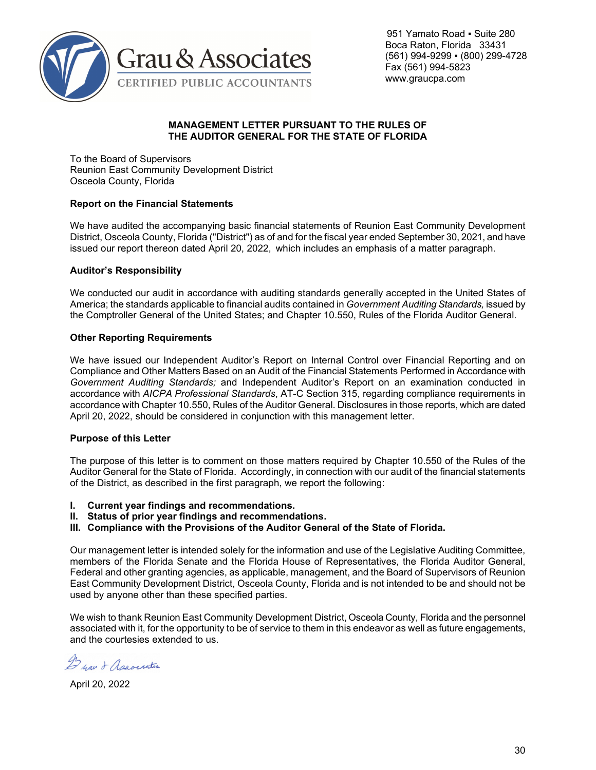Grau & Associates
CERTIFIED PUBLIC ACCOUNTANTS

951 Yamato Road ▪ Suite 280
Boca Raton, Florida 33431
(561) 994-9299 ▪ (800) 299-4728
Fax (561) 994-5823
www.graucpa.com

**MANAGEMENT LETTER PURSUANT TO THE RULES OF THE AUDITOR GENERAL FOR THE STATE OF FLORIDA**

To the Board of Supervisors
Reunion East Community Development District
Osceola County, Florida

**Report on the Financial Statements**

We have audited the accompanying basic financial statements of Reunion East Community Development District, Osceola County, Florida ("District") as of and for the fiscal year ended September 30, 2021, and have issued our report thereon dated April 20, 2022, which includes an emphasis of a matter paragraph.

**Auditor's Responsibility**

We conducted our audit in accordance with auditing standards generally accepted in the United States of America; the standards applicable to financial audits contained in *Government Auditing Standards,* issued by the Comptroller General of the United States; and Chapter 10.550, Rules of the Florida Auditor General.

**Other Reporting Requirements**

We have issued our Independent Auditor's Report on Internal Control over Financial Reporting and on Compliance and Other Matters Based on an Audit of the Financial Statements Performed in Accordance with *Government Auditing Standards;* and Independent Auditor's Report on an examination conducted in accordance with *AICPA Professional Standards*, AT-C Section 315, regarding compliance requirements in accordance with Chapter 10.550, Rules of the Auditor General. Disclosures in those reports, which are dated April 20, 2022, should be considered in conjunction with this management letter.

**Purpose of this Letter**

The purpose of this letter is to comment on those matters required by Chapter 10.550 of the Rules of the Auditor General for the State of Florida. Accordingly, in connection with our audit of the financial statements of the District, as described in the first paragraph, we report the following:

**I. Current year findings and recommendations.**
**II. Status of prior year findings and recommendations.**
**III. Compliance with the Provisions of the Auditor General of the State of Florida.**

Our management letter is intended solely for the information and use of the Legislative Auditing Committee, members of the Florida Senate and the Florida House of Representatives, the Florida Auditor General, Federal and other granting agencies, as applicable, management, and the Board of Supervisors of Reunion East Community Development District, Osceola County, Florida and is not intended to be and should not be used by anyone other than these specified parties.

We wish to thank Reunion East Community Development District, Osceola County, Florida and the personnel associated with it, for the opportunity to be of service to them in this endeavor as well as future engagements, and the courtesies extended to us.

Grau & Associates

April 20, 2022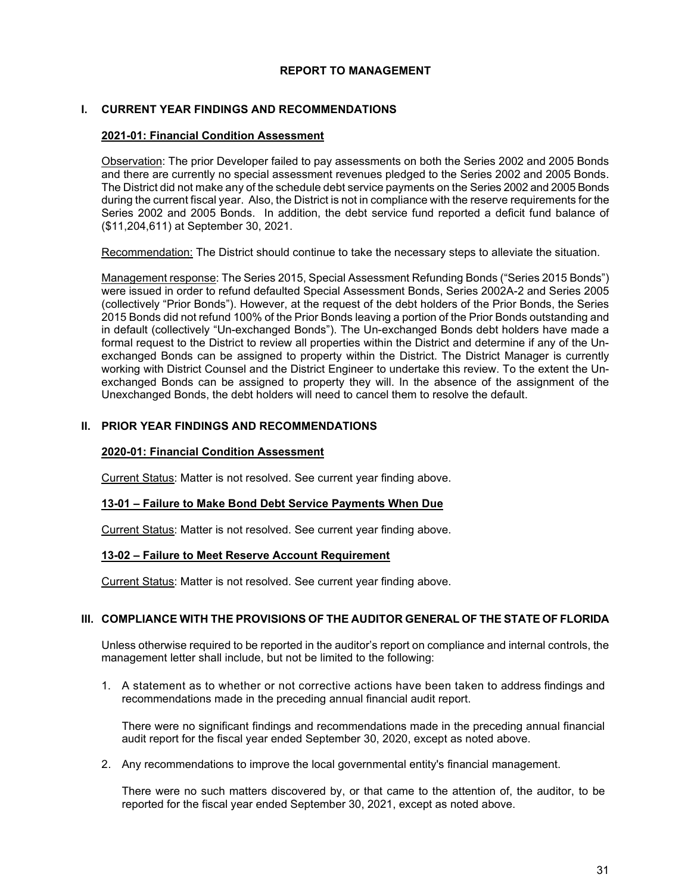## REPORT TO MANAGEMENT

### I. CURRENT YEAR FINDINGS AND RECOMMENDATIONS

**2021-01: Financial Condition Assessment**

Observation: The prior Developer failed to pay assessments on both the Series 2002 and 2005 Bonds and there are currently no special assessment revenues pledged to the Series 2002 and 2005 Bonds. The District did not make any of the schedule debt service payments on the Series 2002 and 2005 Bonds during the current fiscal year. Also, the District is not in compliance with the reserve requirements for the Series 2002 and 2005 Bonds. In addition, the debt service fund reported a deficit fund balance of ($11,204,611) at September 30, 2021.

Recommendation: The District should continue to take the necessary steps to alleviate the situation.

Management response: The Series 2015, Special Assessment Refunding Bonds ("Series 2015 Bonds") were issued in order to refund defaulted Special Assessment Bonds, Series 2002A-2 and Series 2005 (collectively "Prior Bonds"). However, at the request of the debt holders of the Prior Bonds, the Series 2015 Bonds did not refund 100% of the Prior Bonds leaving a portion of the Prior Bonds outstanding and in default (collectively "Un-exchanged Bonds"). The Un-exchanged Bonds debt holders have made a formal request to the District to review all properties within the District and determine if any of the Un-exchanged Bonds can be assigned to property within the District. The District Manager is currently working with District Counsel and the District Engineer to undertake this review. To the extent the Un-exchanged Bonds can be assigned to property they will. In the absence of the assignment of the Unexchanged Bonds, the debt holders will need to cancel them to resolve the default.

### II. PRIOR YEAR FINDINGS AND RECOMMENDATIONS

**2020-01: Financial Condition Assessment**

Current Status: Matter is not resolved. See current year finding above.

**13-01 – Failure to Make Bond Debt Service Payments When Due**

Current Status: Matter is not resolved. See current year finding above.

**13-02 – Failure to Meet Reserve Account Requirement**

Current Status: Matter is not resolved. See current year finding above.

### III. COMPLIANCE WITH THE PROVISIONS OF THE AUDITOR GENERAL OF THE STATE OF FLORIDA

Unless otherwise required to be reported in the auditor's report on compliance and internal controls, the management letter shall include, but not be limited to the following:

1. A statement as to whether or not corrective actions have been taken to address findings and recommendations made in the preceding annual financial audit report.

   There were no significant findings and recommendations made in the preceding annual financial audit report for the fiscal year ended September 30, 2020, except as noted above.

2. Any recommendations to improve the local governmental entity's financial management.

   There were no such matters discovered by, or that came to the attention of, the auditor, to be reported for the fiscal year ended September 30, 2021, except as noted above.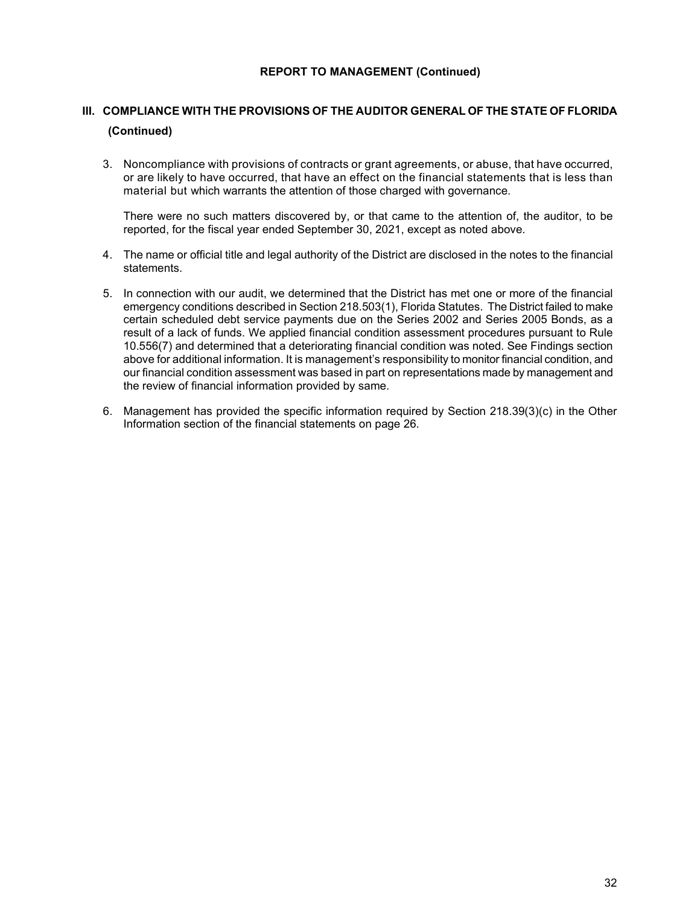**REPORT TO MANAGEMENT (Continued)**

## III. COMPLIANCE WITH THE PROVISIONS OF THE AUDITOR GENERAL OF THE STATE OF FLORIDA (Continued)

3. Noncompliance with provisions of contracts or grant agreements, or abuse, that have occurred, or are likely to have occurred, that have an effect on the financial statements that is less than material but which warrants the attention of those charged with governance.

   There were no such matters discovered by, or that came to the attention of, the auditor, to be reported, for the fiscal year ended September 30, 2021, except as noted above.

4. The name or official title and legal authority of the District are disclosed in the notes to the financial statements.

5. In connection with our audit, we determined that the District has met one or more of the financial emergency conditions described in Section 218.503(1), Florida Statutes. The District failed to make certain scheduled debt service payments due on the Series 2002 and Series 2005 Bonds, as a result of a lack of funds. We applied financial condition assessment procedures pursuant to Rule 10.556(7) and determined that a deteriorating financial condition was noted. See Findings section above for additional information. It is management's responsibility to monitor financial condition, and our financial condition assessment was based in part on representations made by management and the review of financial information provided by same.

6. Management has provided the specific information required by Section 218.39(3)(c) in the Other Information section of the financial statements on page 26.